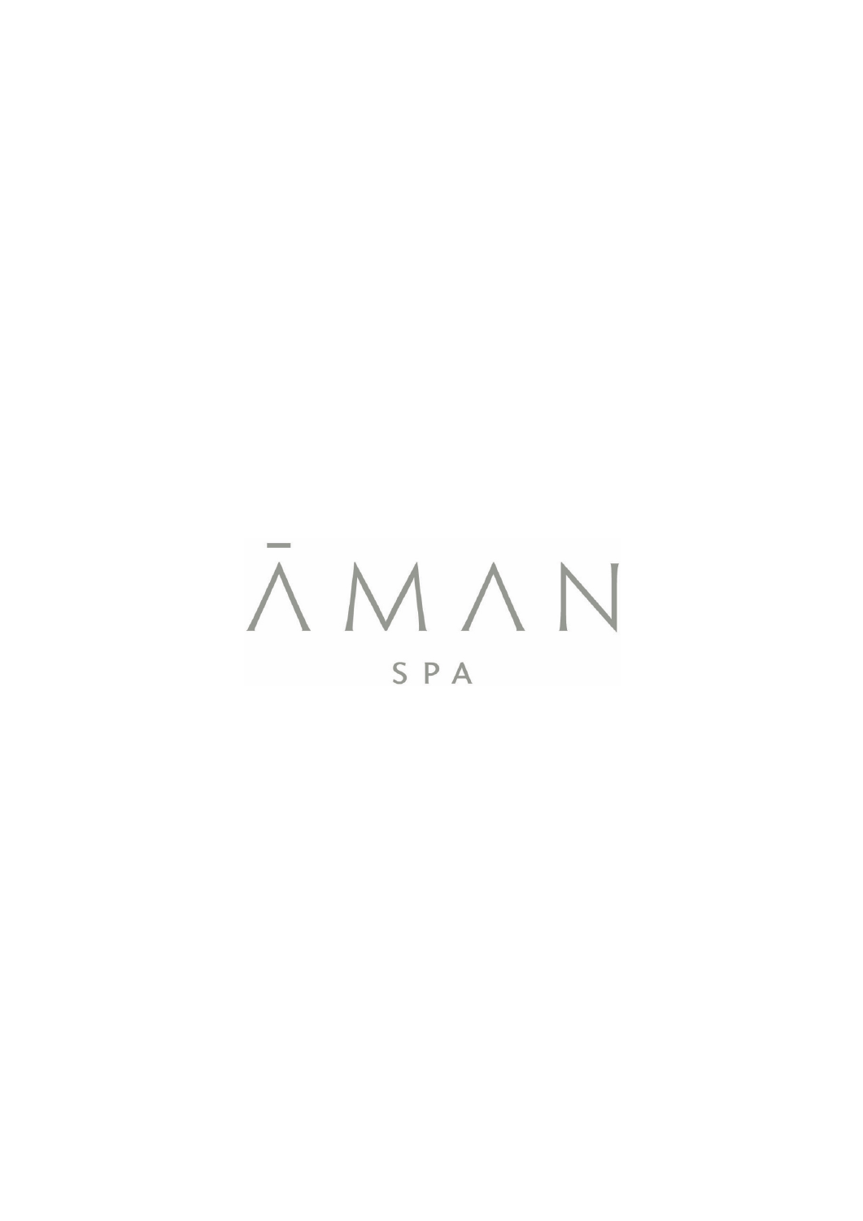# ĀMAN

SPA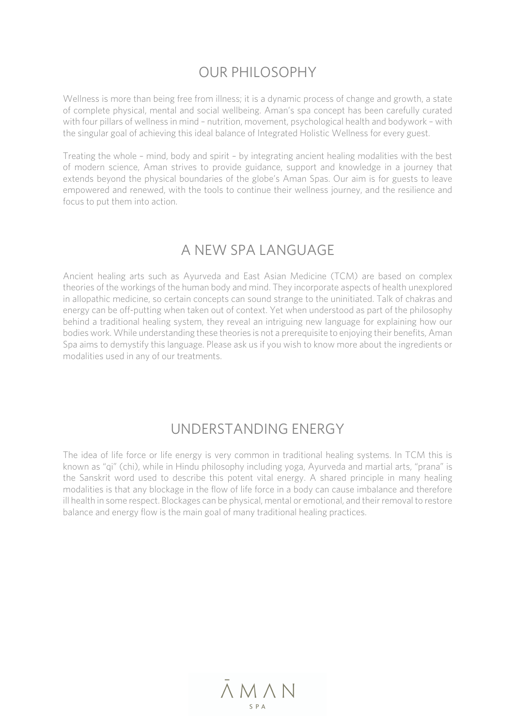## OUR PHILOSOPHY

Wellness is more than being free from illness; it is a dynamic process of change and growth, a state of complete physical, mental and social wellbeing. Aman's spa concept has been carefully curated with four pillars of wellness in mind – nutrition, movement, psychological health and bodywork – with the singular goal of achieving this ideal balance of Integrated Holistic Wellness for every guest.

Treating the whole – mind, body and spirit – by integrating ancient healing modalities with the best of modern science, Aman strives to provide guidance, support and knowledge in a journey that extends beyond the physical boundaries of the globe's Aman Spas. Our aim is for guests to leave empowered and renewed, with the tools to continue their wellness journey, and the resilience and focus to put them into action.

## A NEW SPA LANGUAGE

Ancient healing arts such as Ayurveda and East Asian Medicine (TCM) are based on complex theories of the workings of the human body and mind. They incorporate aspects of health unexplored in allopathic medicine, so certain concepts can sound strange to the uninitiated. Talk of chakras and energy can be off-putting when taken out of context. Yet when understood as part of the philosophy behind a traditional healing system, they reveal an intriguing new language for explaining how our bodies work. While understanding these theories is not a prerequisite to enjoying their benefits, Aman Spa aims to demystify this language. Please ask us if you wish to know more about the ingredients or modalities used in any of our treatments.

## UNDERSTANDING ENERGY

The idea of life force or life energy is very common in traditional healing systems. In TCM this is known as "qi" (chi), while in Hindu philosophy including yoga, Ayurveda and martial arts, "prana" is the Sanskrit word used to describe this potent vital energy. A shared principle in many healing modalities is that any blockage in the flow of life force in a body can cause imbalance and therefore ill health in some respect. Blockages can be physical, mental or emotional, and their removal to restore balance and energy flow is the main goal of many traditional healing practices.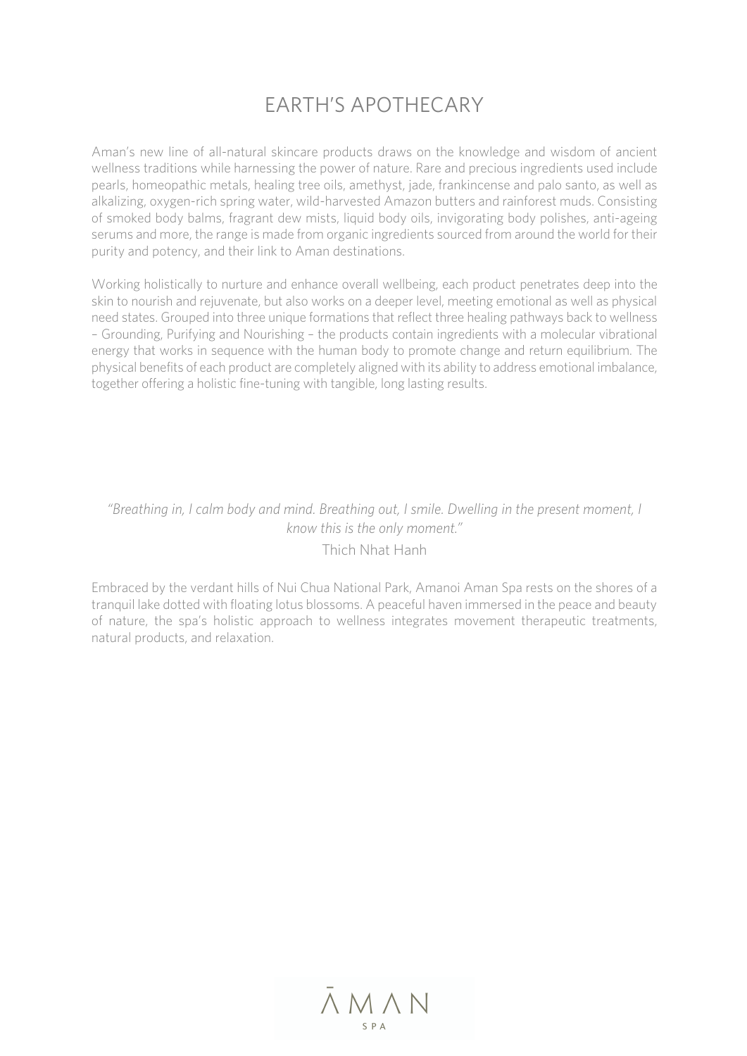# EARTH'S APOTHECARY

Aman's new line of all-natural skincare products draws on the knowledge and wisdom of ancient wellness traditions while harnessing the power of nature. Rare and precious ingredients used include pearls, homeopathic metals, healing tree oils, amethyst, jade, frankincense and palo santo, as well as alkalizing, oxygen-rich spring water, wild-harvested Amazon butters and rainforest muds. Consisting of smoked body balms, fragrant dew mists, liquid body oils, invigorating body polishes, anti-ageing serums and more, the range is made from organic ingredients sourced from around the world for their purity and potency, and their link to Aman destinations.

Working holistically to nurture and enhance overall wellbeing, each product penetrates deep into the skin to nourish and rejuvenate, but also works on a deeper level, meeting emotional as well as physical need states. Grouped into three unique formations that reflect three healing pathways back to wellness – Grounding, Purifying and Nourishing – the products contain ingredients with a molecular vibrational energy that works in sequence with the human body to promote change and return equilibrium. The physical benefits of each product are completely aligned with its ability to address emotional imbalance, together offering a holistic fine-tuning with tangible, long lasting results.

*"Breathing in, I calm body and mind. Breathing out, I smile. Dwelling in the present moment, I know this is the only moment."*

Thich Nhat Hanh

Embraced by the verdant hills of Nui Chua National Park, Amanoi Aman Spa rests on the shores of a tranquil lake dotted with floating lotus blossoms. A peaceful haven immersed in the peace and beauty of nature, the spa's holistic approach to wellness integrates movement therapeutic treatments, natural products, and relaxation.

ĀMAN

SPA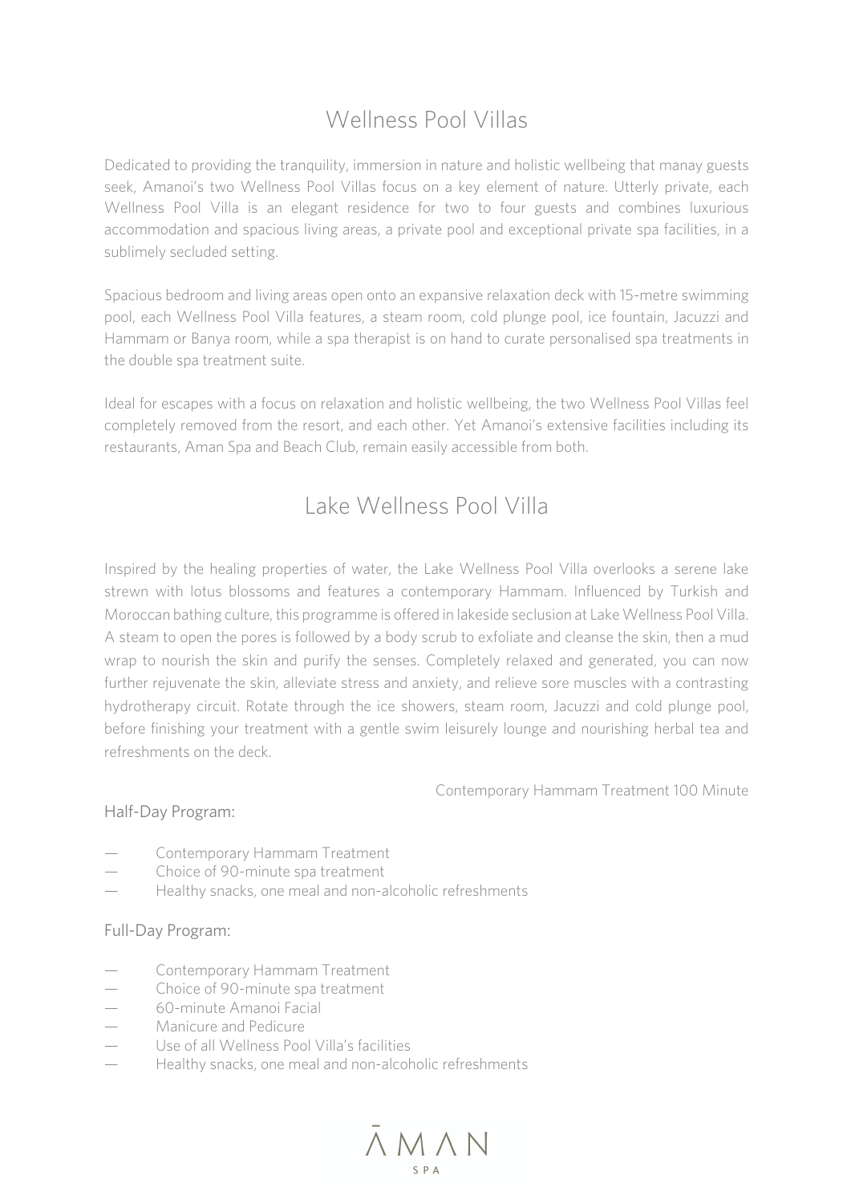# Wellness Pool Villas

Dedicated to providing the tranquility, immersion in nature and holistic wellbeing that manay guests seek, Amanoi's two Wellness Pool Villas focus on a key element of nature. Utterly private, each Wellness Pool Villa is an elegant residence for two to four guests and combines luxurious accommodation and spacious living areas, a private pool and exceptional private spa facilities, in a sublimely secluded setting.

Spacious bedroom and living areas open onto an expansive relaxation deck with 15-metre swimming pool, each Wellness Pool Villa features, a steam room, cold plunge pool, ice fountain, Jacuzzi and Hammam or Banya room, while a spa therapist is on hand to curate personalised spa treatments in the double spa treatment suite.

Ideal for escapes with a focus on relaxation and holistic wellbeing, the two Wellness Pool Villas feel completely removed from the resort, and each other. Yet Amanoi's extensive facilities including its restaurants, Aman Spa and Beach Club, remain easily accessible from both.

# Lake Wellness Pool Villa

Inspired by the healing properties of water, the Lake Wellness Pool Villa overlooks a serene lake strewn with lotus blossoms and features a contemporary Hammam. Influenced by Turkish and Moroccan bathing culture, this programme is offered in lakeside seclusion at Lake Wellness Pool Villa. A steam to open the pores is followed by a body scrub to exfoliate and cleanse the skin, then a mud wrap to nourish the skin and purify the senses. Completely relaxed and generated, you can now further rejuvenate the skin, alleviate stress and anxiety, and relieve sore muscles with a contrasting hydrotherapy circuit. Rotate through the ice showers, steam room, Jacuzzi and cold plunge pool, before finishing your treatment with a gentle swim leisurely lounge and nourishing herbal tea and refreshments on the deck.

Contemporary Hammam Treatment 100 Minute

Half-Day Program:

- Contemporary Hammam Treatment
- Choice of 90-minute spa treatment
- Healthy snacks, one meal and non-alcoholic refreshments

Full-Day Program:

- Contemporary Hammam Treatment
- Choice of 90-minute spa treatment
- 60-minute Amanoi Facial
- Manicure and Pedicure
- Use of all Wellness Pool Villa's facilities
- Healthy snacks, one meal and non-alcoholic refreshments

ĀMAN SPA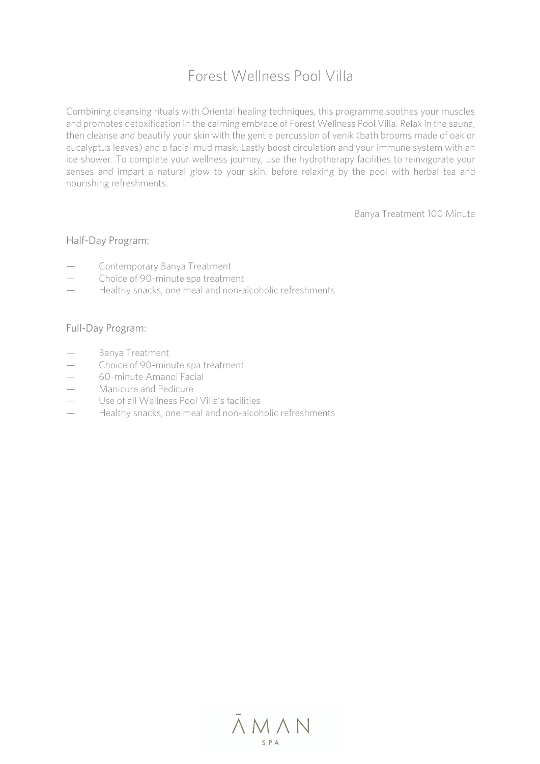# Forest Wellness Pool Villa

Combining cleansing rituals with Oriental healing techniques, this programme soothes your muscles and promotes detoxification in the calming embrace of Forest Wellness Pool Villa. Relax in the sauna, then cleanse and beautify your skin with the gentle percussion of venik (bath brooms made of oak or eucalyptus leaves) and a facial mud mask. Lastly boost circulation and your immune system with an ice shower. To complete your wellness journey, use the hydrotherapy facilities to reinvigorate your senses and impart a natural glow to your skin, before relaxing by the pool with herbal tea and nourishing refreshments.

Banya Treatment 100 Minute

## Half-Day Program:

- Contemporary Banya Treatment
- Choice of 90-minute spa treatment
- Healthy snacks, one meal and non-alcoholic refreshments

## Full-Day Program:

- Banya Treatment
- Choice of 90-minute spa treatment
- 60-minute Amanoi Facial
- Manicure and Pedicure
- Use of all Wellness Pool Villa's facilities
- Healthy snacks, one meal and non-alcoholic refreshments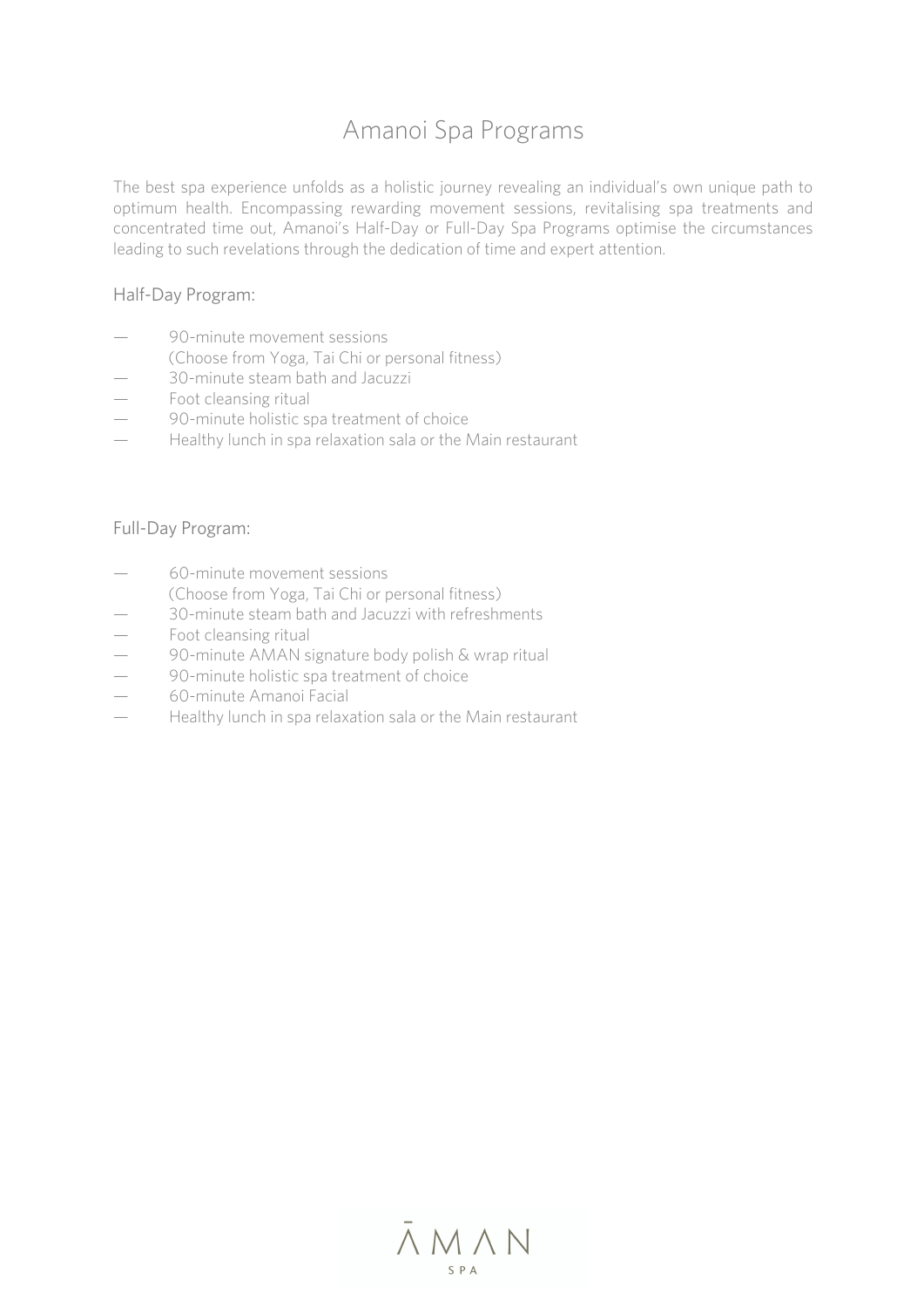# Amanoi Spa Programs

The best spa experience unfolds as a holistic journey revealing an individual's own unique path to optimum health. Encompassing rewarding movement sessions, revitalising spa treatments and concentrated time out, Amanoi's Half-Day or Full-Day Spa Programs optimise the circumstances leading to such revelations through the dedication of time and expert attention.

## Half-Day Program:

- 90-minute movement sessions
  (Choose from Yoga, Tai Chi or personal fitness)
- 30-minute steam bath and Jacuzzi
- Foot cleansing ritual
- 90-minute holistic spa treatment of choice
- Healthy lunch in spa relaxation sala or the Main restaurant

## Full-Day Program:

- 60-minute movement sessions
  (Choose from Yoga, Tai Chi or personal fitness)
- 30-minute steam bath and Jacuzzi with refreshments
- Foot cleansing ritual
- 90-minute AMAN signature body polish & wrap ritual
- 90-minute holistic spa treatment of choice
- 60-minute Amanoi Facial
- Healthy lunch in spa relaxation sala or the Main restaurant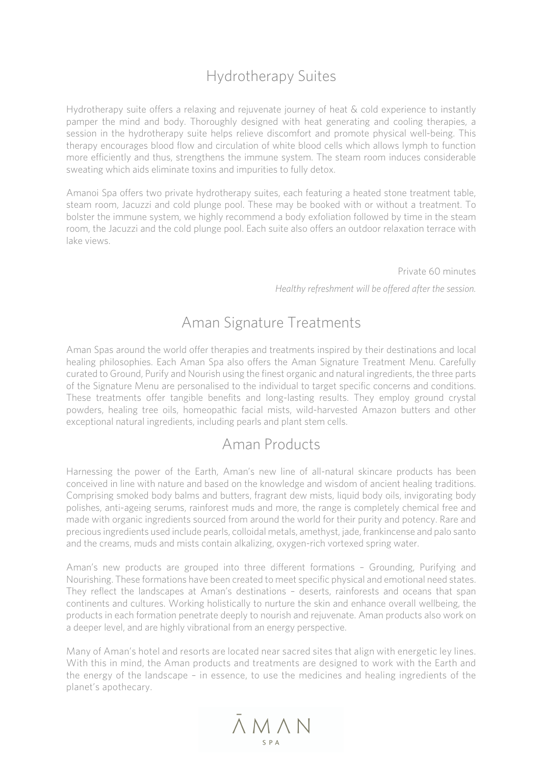## Hydrotherapy Suites

Hydrotherapy suite offers a relaxing and rejuvenate journey of heat & cold experience to instantly pamper the mind and body. Thoroughly designed with heat generating and cooling therapies, a session in the hydrotherapy suite helps relieve discomfort and promote physical well-being. This therapy encourages blood flow and circulation of white blood cells which allows lymph to function more efficiently and thus, strengthens the immune system. The steam room induces considerable sweating which aids eliminate toxins and impurities to fully detox.

Amanoi Spa offers two private hydrotherapy suites, each featuring a heated stone treatment table, steam room, Jacuzzi and cold plunge pool. These may be booked with or without a treatment. To bolster the immune system, we highly recommend a body exfoliation followed by time in the steam room, the Jacuzzi and the cold plunge pool. Each suite also offers an outdoor relaxation terrace with lake views.

Private 60 minutes

*Healthy refreshment will be offered after the session.*

## Aman Signature Treatments

Aman Spas around the world offer therapies and treatments inspired by their destinations and local healing philosophies. Each Aman Spa also offers the Aman Signature Treatment Menu. Carefully curated to Ground, Purify and Nourish using the finest organic and natural ingredients, the three parts of the Signature Menu are personalised to the individual to target specific concerns and conditions. These treatments offer tangible benefits and long-lasting results. They employ ground crystal powders, healing tree oils, homeopathic facial mists, wild-harvested Amazon butters and other exceptional natural ingredients, including pearls and plant stem cells.

## Aman Products

Harnessing the power of the Earth, Aman's new line of all-natural skincare products has been conceived in line with nature and based on the knowledge and wisdom of ancient healing traditions. Comprising smoked body balms and butters, fragrant dew mists, liquid body oils, invigorating body polishes, anti-ageing serums, rainforest muds and more, the range is completely chemical free and made with organic ingredients sourced from around the world for their purity and potency. Rare and precious ingredients used include pearls, colloidal metals, amethyst, jade, frankincense and palo santo and the creams, muds and mists contain alkalizing, oxygen-rich vortexed spring water.

Aman's new products are grouped into three different formations – Grounding, Purifying and Nourishing. These formations have been created to meet specific physical and emotional need states. They reflect the landscapes at Aman's destinations – deserts, rainforests and oceans that span continents and cultures. Working holistically to nurture the skin and enhance overall wellbeing, the products in each formation penetrate deeply to nourish and rejuvenate. Aman products also work on a deeper level, and are highly vibrational from an energy perspective.

Many of Aman's hotel and resorts are located near sacred sites that align with energetic ley lines. With this in mind, the Aman products and treatments are designed to work with the Earth and the energy of the landscape – in essence, to use the medicines and healing ingredients of the planet's apothecary.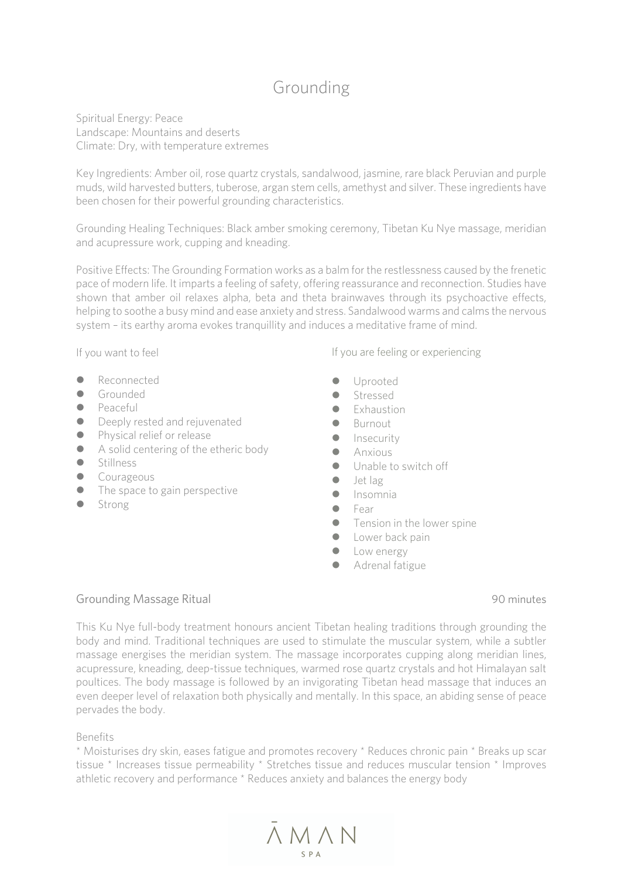# Grounding

Spiritual Energy: Peace
Landscape: Mountains and deserts
Climate: Dry, with temperature extremes

Key Ingredients: Amber oil, rose quartz crystals, sandalwood, jasmine, rare black Peruvian and purple muds, wild harvested butters, tuberose, argan stem cells, amethyst and silver. These ingredients have been chosen for their powerful grounding characteristics.

Grounding Healing Techniques: Black amber smoking ceremony, Tibetan Ku Nye massage, meridian and acupressure work, cupping and kneading.

Positive Effects: The Grounding Formation works as a balm for the restlessness caused by the frenetic pace of modern life. It imparts a feeling of safety, offering reassurance and reconnection. Studies have shown that amber oil relaxes alpha, beta and theta brainwaves through its psychoactive effects, helping to soothe a busy mind and ease anxiety and stress. Sandalwood warms and calms the nervous system – its earthy aroma evokes tranquillity and induces a meditative frame of mind.

If you want to feel

- Reconnected
- Grounded
- Peaceful
- Deeply rested and rejuvenated
- Physical relief or release
- A solid centering of the etheric body
- Stillness
- Courageous
- The space to gain perspective
- Strong

If you are feeling or experiencing

- Uprooted
- Stressed
- Exhaustion
- Burnout
- Insecurity
- Anxious
- Unable to switch off
- Jet lag
- Insomnia
- Fear
- Tension in the lower spine
- Lower back pain
- Low energy
- Adrenal fatigue

## Grounding Massage Ritual — 90 minutes

This Ku Nye full-body treatment honours ancient Tibetan healing traditions through grounding the body and mind. Traditional techniques are used to stimulate the muscular system, while a subtler massage energises the meridian system. The massage incorporates cupping along meridian lines, acupressure, kneading, deep-tissue techniques, warmed rose quartz crystals and hot Himalayan salt poultices. The body massage is followed by an invigorating Tibetan head massage that induces an even deeper level of relaxation both physically and mentally. In this space, an abiding sense of peace pervades the body.

Benefits

* Moisturises dry skin, eases fatigue and promotes recovery * Reduces chronic pain * Breaks up scar tissue * Increases tissue permeability * Stretches tissue and reduces muscular tension * Improves athletic recovery and performance * Reduces anxiety and balances the energy body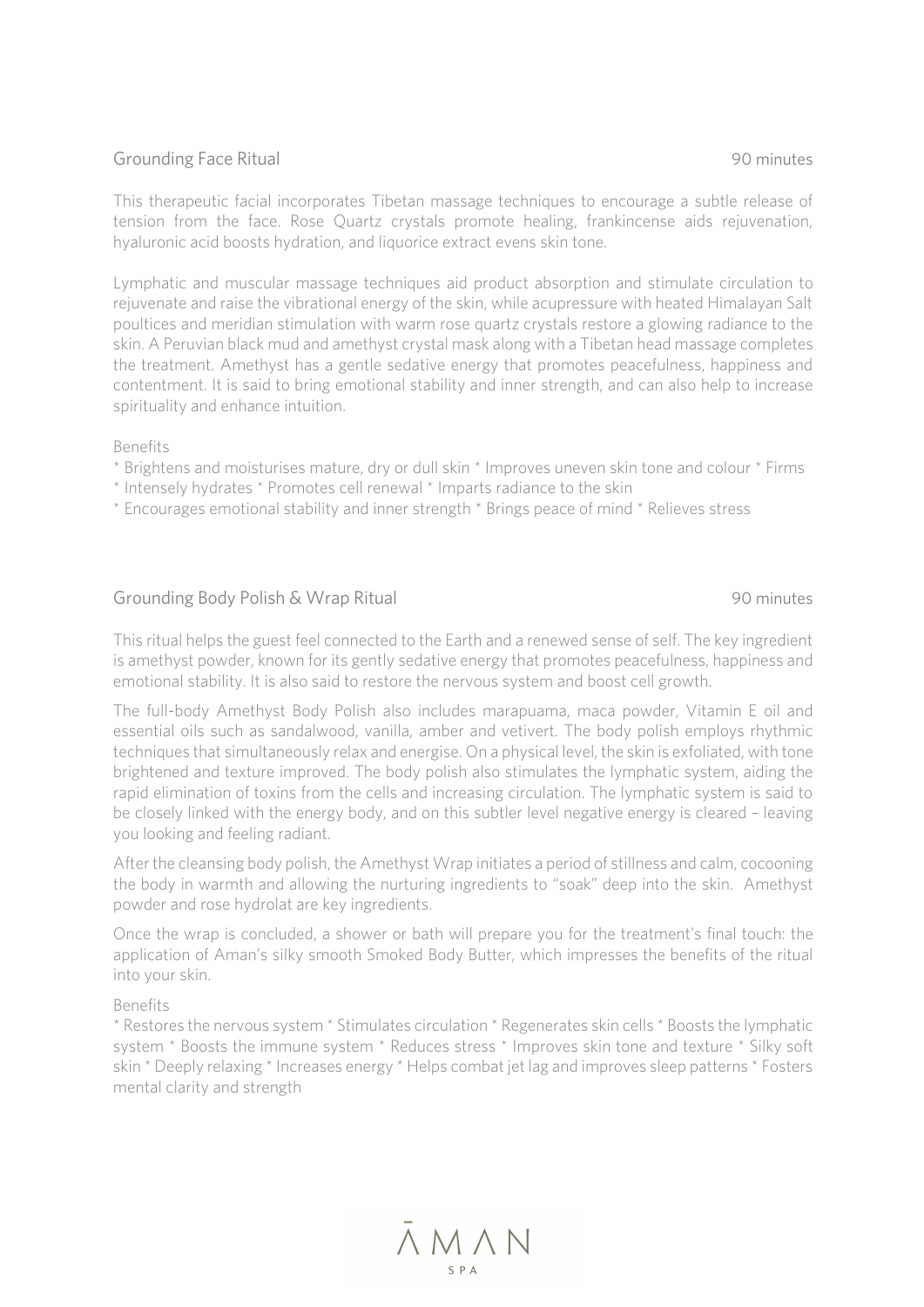## Grounding Face Ritual

90 minutes

This therapeutic facial incorporates Tibetan massage techniques to encourage a subtle release of tension from the face. Rose Quartz crystals promote healing, frankincense aids rejuvenation, hyaluronic acid boosts hydration, and liquorice extract evens skin tone.

Lymphatic and muscular massage techniques aid product absorption and stimulate circulation to rejuvenate and raise the vibrational energy of the skin, while acupressure with heated Himalayan Salt poultices and meridian stimulation with warm rose quartz crystals restore a glowing radiance to the skin. A Peruvian black mud and amethyst crystal mask along with a Tibetan head massage completes the treatment. Amethyst has a gentle sedative energy that promotes peacefulness, happiness and contentment. It is said to bring emotional stability and inner strength, and can also help to increase spirituality and enhance intuition.

Benefits

* Brightens and moisturises mature, dry or dull skin * Improves uneven skin tone and colour * Firms
* Intensely hydrates * Promotes cell renewal * Imparts radiance to the skin
* Encourages emotional stability and inner strength * Brings peace of mind * Relieves stress

## Grounding Body Polish & Wrap Ritual

90 minutes

This ritual helps the guest feel connected to the Earth and a renewed sense of self. The key ingredient is amethyst powder, known for its gently sedative energy that promotes peacefulness, happiness and emotional stability. It is also said to restore the nervous system and boost cell growth.

The full-body Amethyst Body Polish also includes marapuama, maca powder, Vitamin E oil and essential oils such as sandalwood, vanilla, amber and vetivert. The body polish employs rhythmic techniques that simultaneously relax and energise. On a physical level, the skin is exfoliated, with tone brightened and texture improved. The body polish also stimulates the lymphatic system, aiding the rapid elimination of toxins from the cells and increasing circulation. The lymphatic system is said to be closely linked with the energy body, and on this subtler level negative energy is cleared – leaving you looking and feeling radiant.

After the cleansing body polish, the Amethyst Wrap initiates a period of stillness and calm, cocooning the body in warmth and allowing the nurturing ingredients to "soak" deep into the skin. Amethyst powder and rose hydrolat are key ingredients.

Once the wrap is concluded, a shower or bath will prepare you for the treatment's final touch: the application of Aman's silky smooth Smoked Body Butter, which impresses the benefits of the ritual into your skin.

Benefits

* Restores the nervous system * Stimulates circulation * Regenerates skin cells * Boosts the lymphatic system * Boosts the immune system * Reduces stress * Improves skin tone and texture * Silky soft skin * Deeply relaxing * Increases energy * Helps combat jet lag and improves sleep patterns * Fosters mental clarity and strength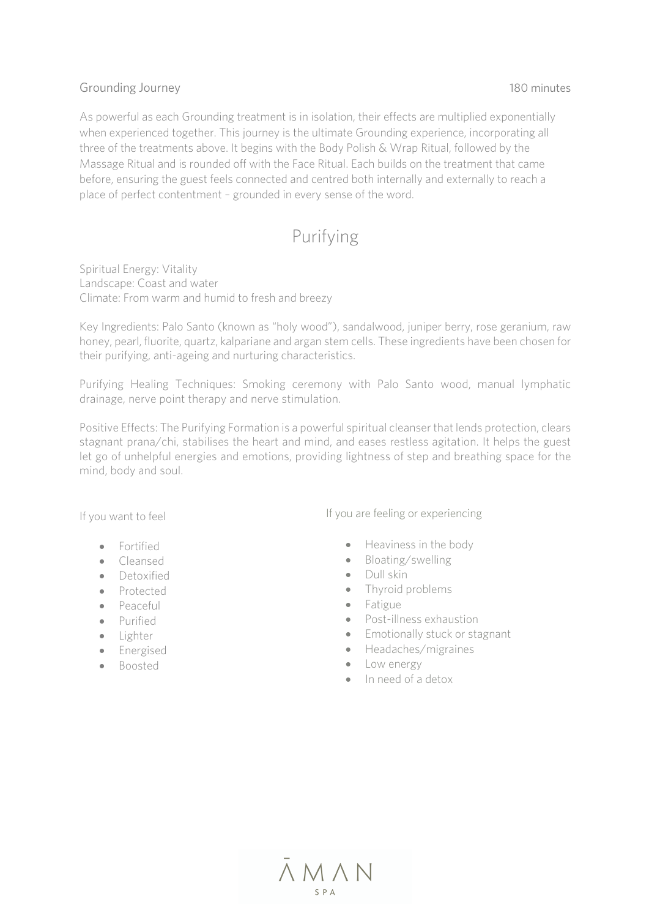### Grounding Journey

180 minutes

As powerful as each Grounding treatment is in isolation, their effects are multiplied exponentially when experienced together. This journey is the ultimate Grounding experience, incorporating all three of the treatments above. It begins with the Body Polish & Wrap Ritual, followed by the Massage Ritual and is rounded off with the Face Ritual. Each builds on the treatment that came before, ensuring the guest feels connected and centred both internally and externally to reach a place of perfect contentment – grounded in every sense of the word.

## Purifying

Spiritual Energy: Vitality
Landscape: Coast and water
Climate: From warm and humid to fresh and breezy

Key Ingredients: Palo Santo (known as "holy wood"), sandalwood, juniper berry, rose geranium, raw honey, pearl, fluorite, quartz, kalpariane and argan stem cells. These ingredients have been chosen for their purifying, anti-ageing and nurturing characteristics.

Purifying Healing Techniques: Smoking ceremony with Palo Santo wood, manual lymphatic drainage, nerve point therapy and nerve stimulation.

Positive Effects: The Purifying Formation is a powerful spiritual cleanser that lends protection, clears stagnant prana/chi, stabilises the heart and mind, and eases restless agitation. It helps the guest let go of unhelpful energies and emotions, providing lightness of step and breathing space for the mind, body and soul.

If you want to feel

- Fortified
- Cleansed
- Detoxified
- Protected
- Peaceful
- Purified
- Lighter
- Energised
- Boosted

If you are feeling or experiencing

- Heaviness in the body
- Bloating/swelling
- Dull skin
- Thyroid problems
- Fatigue
- Post-illness exhaustion
- Emotionally stuck or stagnant
- Headaches/migraines
- Low energy
- In need of a detox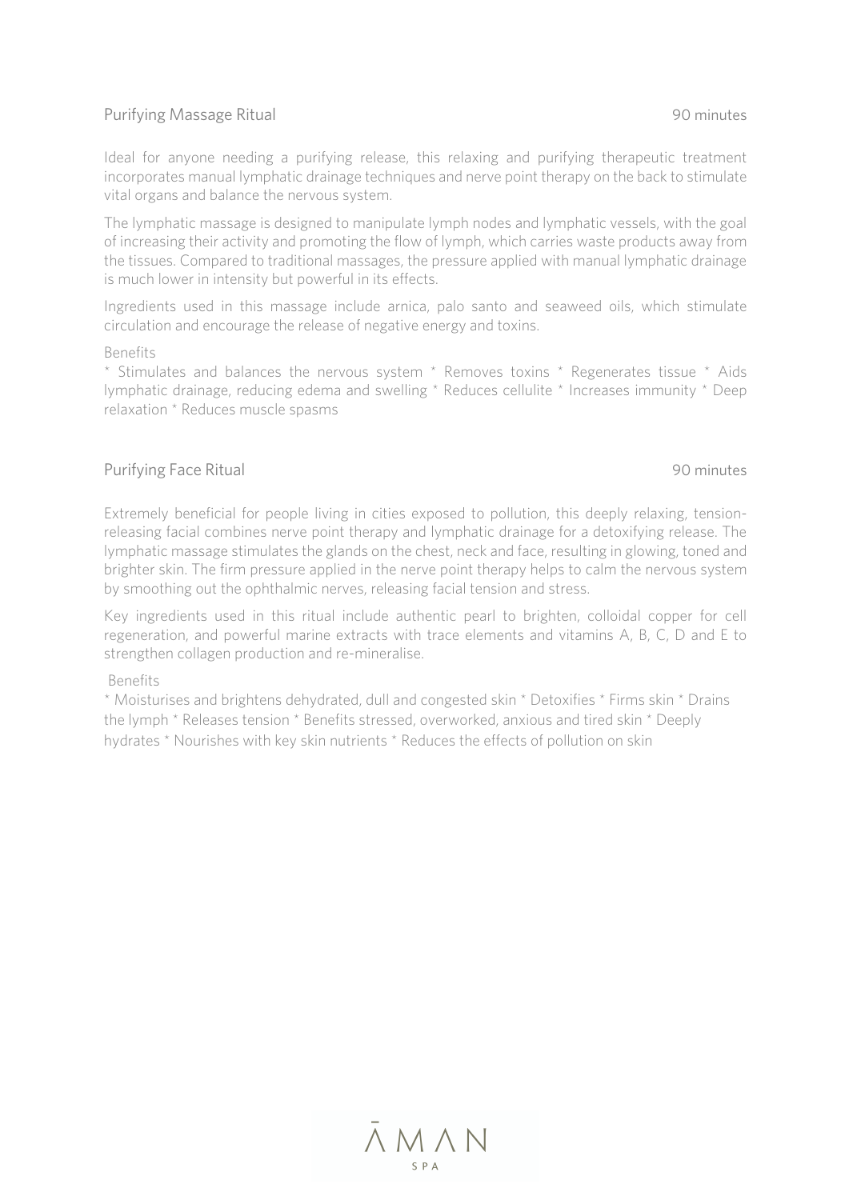## Purifying Massage Ritual — 90 minutes

Ideal for anyone needing a purifying release, this relaxing and purifying therapeutic treatment incorporates manual lymphatic drainage techniques and nerve point therapy on the back to stimulate vital organs and balance the nervous system.

The lymphatic massage is designed to manipulate lymph nodes and lymphatic vessels, with the goal of increasing their activity and promoting the flow of lymph, which carries waste products away from the tissues. Compared to traditional massages, the pressure applied with manual lymphatic drainage is much lower in intensity but powerful in its effects.

Ingredients used in this massage include arnica, palo santo and seaweed oils, which stimulate circulation and encourage the release of negative energy and toxins.

Benefits

* Stimulates and balances the nervous system * Removes toxins * Regenerates tissue * Aids lymphatic drainage, reducing edema and swelling * Reduces cellulite * Increases immunity * Deep relaxation * Reduces muscle spasms

## Purifying Face Ritual — 90 minutes

Extremely beneficial for people living in cities exposed to pollution, this deeply relaxing, tension-releasing facial combines nerve point therapy and lymphatic drainage for a detoxifying release. The lymphatic massage stimulates the glands on the chest, neck and face, resulting in glowing, toned and brighter skin. The firm pressure applied in the nerve point therapy helps to calm the nervous system by smoothing out the ophthalmic nerves, releasing facial tension and stress.

Key ingredients used in this ritual include authentic pearl to brighten, colloidal copper for cell regeneration, and powerful marine extracts with trace elements and vitamins A, B, C, D and E to strengthen collagen production and re-mineralise.

Benefits

* Moisturises and brightens dehydrated, dull and congested skin * Detoxifies * Firms skin * Drains the lymph * Releases tension * Benefits stressed, overworked, anxious and tired skin * Deeply hydrates * Nourishes with key skin nutrients * Reduces the effects of pollution on skin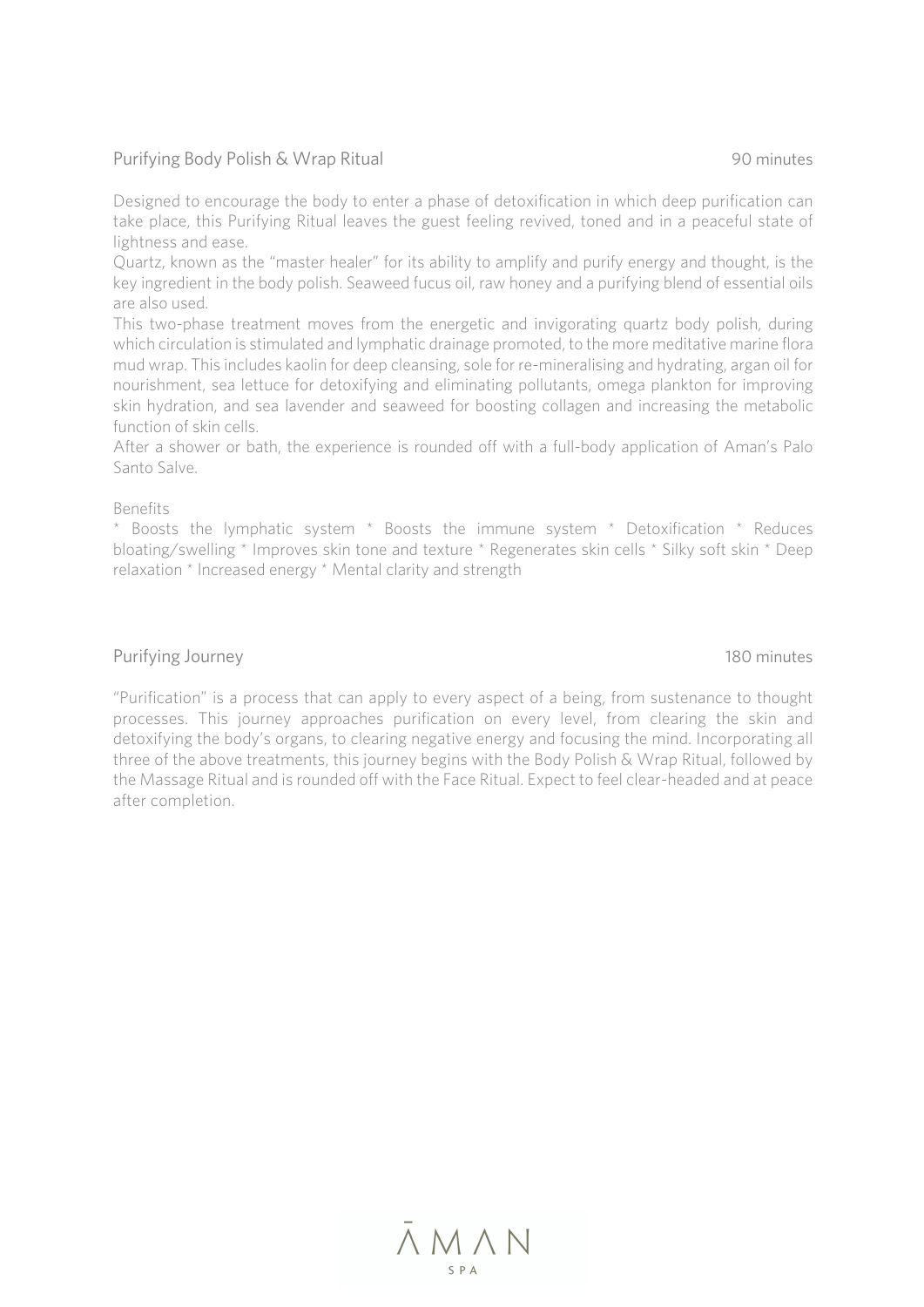## Purifying Body Polish & Wrap Ritual — 90 minutes

Designed to encourage the body to enter a phase of detoxification in which deep purification can take place, this Purifying Ritual leaves the guest feeling revived, toned and in a peaceful state of lightness and ease.

Quartz, known as the "master healer" for its ability to amplify and purify energy and thought, is the key ingredient in the body polish. Seaweed fucus oil, raw honey and a purifying blend of essential oils are also used.

This two-phase treatment moves from the energetic and invigorating quartz body polish, during which circulation is stimulated and lymphatic drainage promoted, to the more meditative marine flora mud wrap. This includes kaolin for deep cleansing, sole for re-mineralising and hydrating, argan oil for nourishment, sea lettuce for detoxifying and eliminating pollutants, omega plankton for improving skin hydration, and sea lavender and seaweed for boosting collagen and increasing the metabolic function of skin cells.

After a shower or bath, the experience is rounded off with a full-body application of Aman's Palo Santo Salve.

Benefits

* Boosts the lymphatic system * Boosts the immune system * Detoxification * Reduces bloating/swelling * Improves skin tone and texture * Regenerates skin cells * Silky soft skin * Deep relaxation * Increased energy * Mental clarity and strength

## Purifying Journey — 180 minutes

"Purification" is a process that can apply to every aspect of a being, from sustenance to thought processes. This journey approaches purification on every level, from clearing the skin and detoxifying the body's organs, to clearing negative energy and focusing the mind. Incorporating all three of the above treatments, this journey begins with the Body Polish & Wrap Ritual, followed by the Massage Ritual and is rounded off with the Face Ritual. Expect to feel clear-headed and at peace after completion.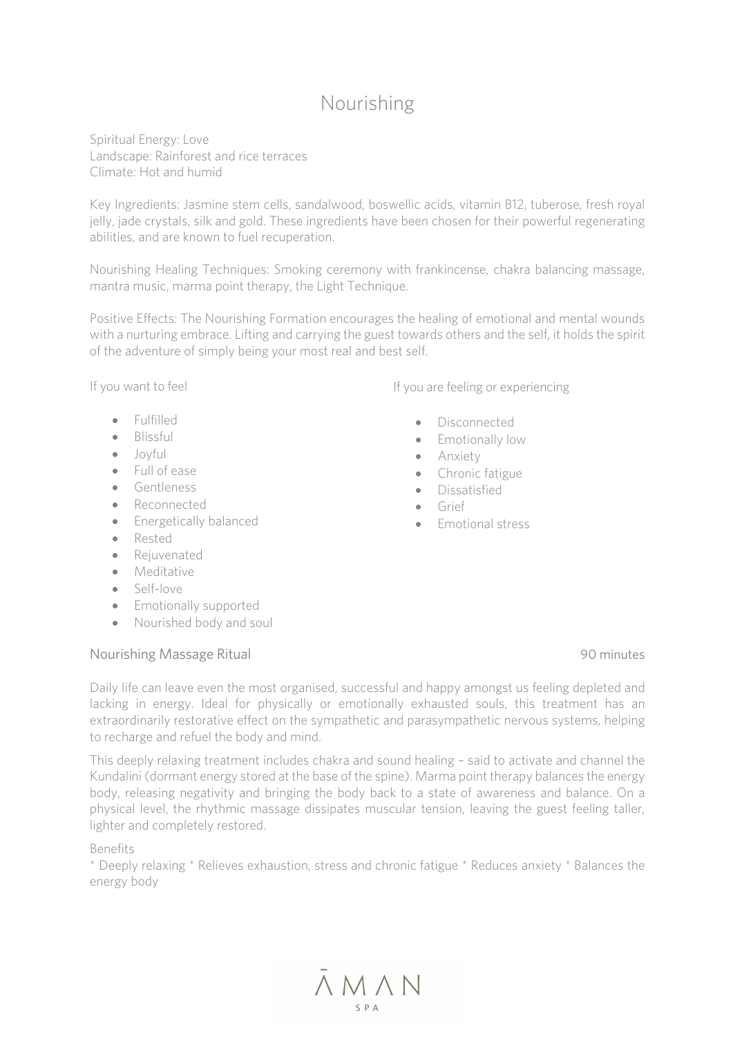# Nourishing

Spiritual Energy: Love
Landscape: Rainforest and rice terraces
Climate: Hot and humid

Key Ingredients: Jasmine stem cells, sandalwood, boswellic acids, vitamin B12, tuberose, fresh royal jelly, jade crystals, silk and gold. These ingredients have been chosen for their powerful regenerating abilities, and are known to fuel recuperation.

Nourishing Healing Techniques: Smoking ceremony with frankincense, chakra balancing massage, mantra music, marma point therapy, the Light Technique.

Positive Effects: The Nourishing Formation encourages the healing of emotional and mental wounds with a nurturing embrace. Lifting and carrying the guest towards others and the self, it holds the spirit of the adventure of simply being your most real and best self.

If you want to feel

- Fulfilled
- Blissful
- Joyful
- Full of ease
- Gentleness
- Reconnected
- Energetically balanced
- Rested
- Rejuvenated
- Meditative
- Self-love
- Emotionally supported
- Nourished body and soul

If you are feeling or experiencing

- Disconnected
- Emotionally low
- Anxiety
- Chronic fatigue
- Dissatisfied
- Grief
- Emotional stress

## Nourishing Massage Ritual — 90 minutes

Daily life can leave even the most organised, successful and happy amongst us feeling depleted and lacking in energy. Ideal for physically or emotionally exhausted souls, this treatment has an extraordinarily restorative effect on the sympathetic and parasympathetic nervous systems, helping to recharge and refuel the body and mind.

This deeply relaxing treatment includes chakra and sound healing – said to activate and channel the Kundalini (dormant energy stored at the base of the spine). Marma point therapy balances the energy body, releasing negativity and bringing the body back to a state of awareness and balance. On a physical level, the rhythmic massage dissipates muscular tension, leaving the guest feeling taller, lighter and completely restored.

Benefits

* Deeply relaxing * Relieves exhaustion, stress and chronic fatigue * Reduces anxiety * Balances the energy body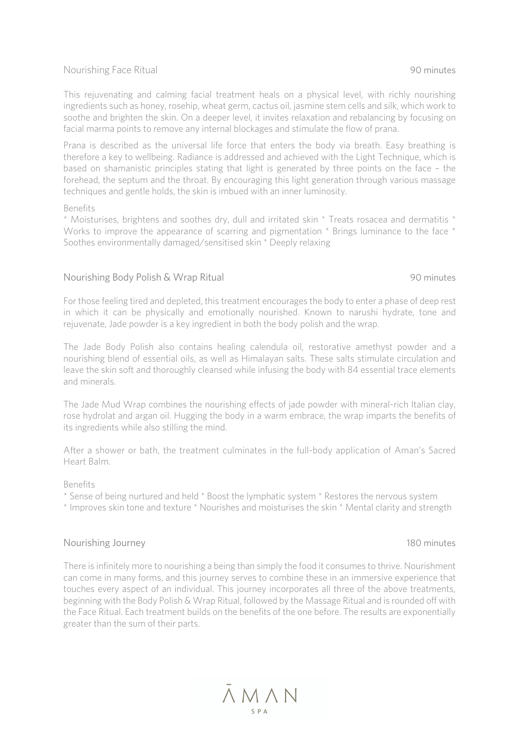## Nourishing Face Ritual

90 minutes

This rejuvenating and calming facial treatment heals on a physical level, with richly nourishing ingredients such as honey, rosehip, wheat germ, cactus oil, jasmine stem cells and silk, which work to soothe and brighten the skin. On a deeper level, it invites relaxation and rebalancing by focusing on facial marma points to remove any internal blockages and stimulate the flow of prana.

Prana is described as the universal life force that enters the body via breath. Easy breathing is therefore a key to wellbeing. Radiance is addressed and achieved with the Light Technique, which is based on shamanistic principles stating that light is generated by three points on the face – the forehead, the septum and the throat. By encouraging this light generation through various massage techniques and gentle holds, the skin is imbued with an inner luminosity.

Benefits

* Moisturises, brightens and soothes dry, dull and irritated skin * Treats rosacea and dermatitis * Works to improve the appearance of scarring and pigmentation * Brings luminance to the face * Soothes environmentally damaged/sensitised skin * Deeply relaxing

## Nourishing Body Polish & Wrap Ritual

90 minutes

For those feeling tired and depleted, this treatment encourages the body to enter a phase of deep rest in which it can be physically and emotionally nourished. Known to narushi hydrate, tone and rejuvenate, Jade powder is a key ingredient in both the body polish and the wrap.

The Jade Body Polish also contains healing calendula oil, restorative amethyst powder and a nourishing blend of essential oils, as well as Himalayan salts. These salts stimulate circulation and leave the skin soft and thoroughly cleansed while infusing the body with 84 essential trace elements and minerals.

The Jade Mud Wrap combines the nourishing effects of jade powder with mineral-rich Italian clay, rose hydrolat and argan oil. Hugging the body in a warm embrace, the wrap imparts the benefits of its ingredients while also stilling the mind.

After a shower or bath, the treatment culminates in the full-body application of Aman's Sacred Heart Balm.

Benefits

* Sense of being nurtured and held * Boost the lymphatic system * Restores the nervous system
* Improves skin tone and texture * Nourishes and moisturises the skin * Mental clarity and strength

## Nourishing Journey

180 minutes

There is infinitely more to nourishing a being than simply the food it consumes to thrive. Nourishment can come in many forms, and this journey serves to combine these in an immersive experience that touches every aspect of an individual. This journey incorporates all three of the above treatments, beginning with the Body Polish & Wrap Ritual, followed by the Massage Ritual and is rounded off with the Face Ritual. Each treatment builds on the benefits of the one before. The results are exponentially greater than the sum of their parts.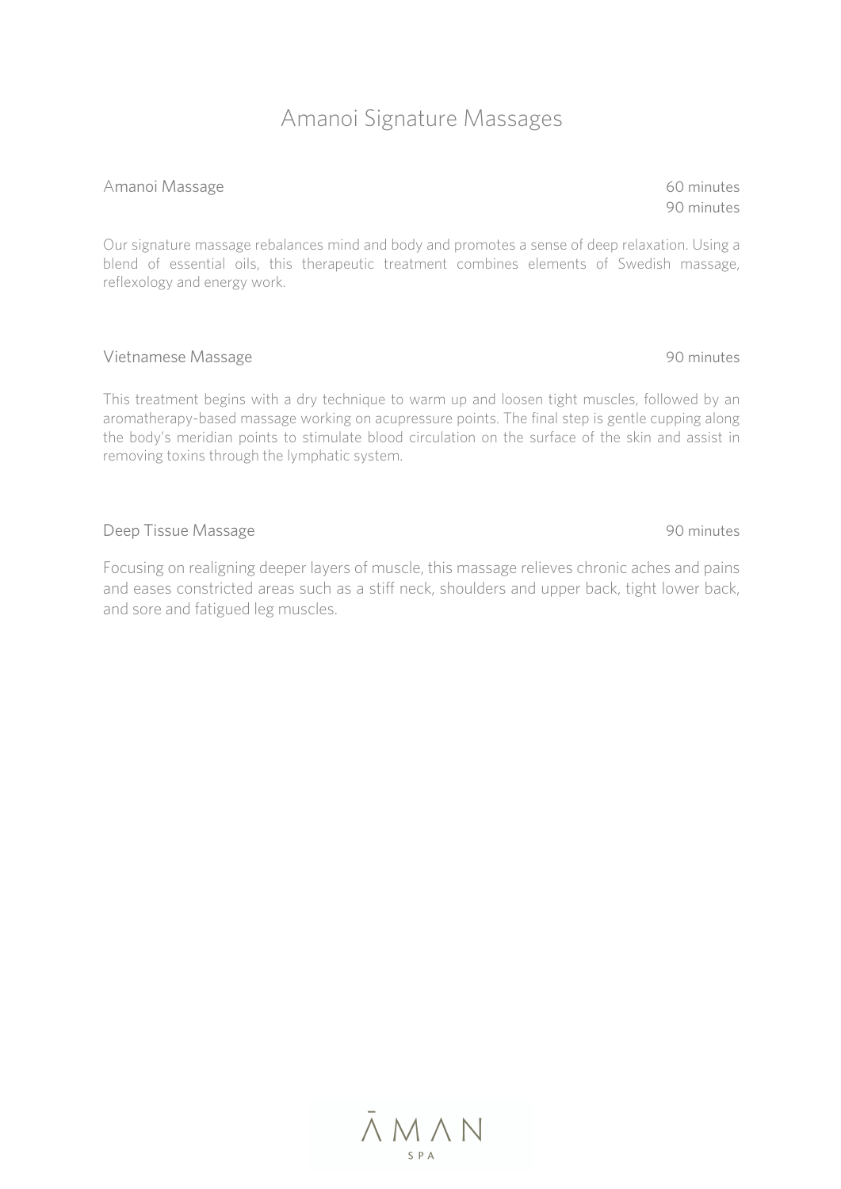# Amanoi Signature Massages

## Amanoi Massage

60 minutes
90 minutes

Our signature massage rebalances mind and body and promotes a sense of deep relaxation. Using a blend of essential oils, this therapeutic treatment combines elements of Swedish massage, reflexology and energy work.

## Vietnamese Massage

90 minutes

This treatment begins with a dry technique to warm up and loosen tight muscles, followed by an aromatherapy-based massage working on acupressure points. The final step is gentle cupping along the body's meridian points to stimulate blood circulation on the surface of the skin and assist in removing toxins through the lymphatic system.

## Deep Tissue Massage

90 minutes

Focusing on realigning deeper layers of muscle, this massage relieves chronic aches and pains and eases constricted areas such as a stiff neck, shoulders and upper back, tight lower back, and sore and fatigued leg muscles.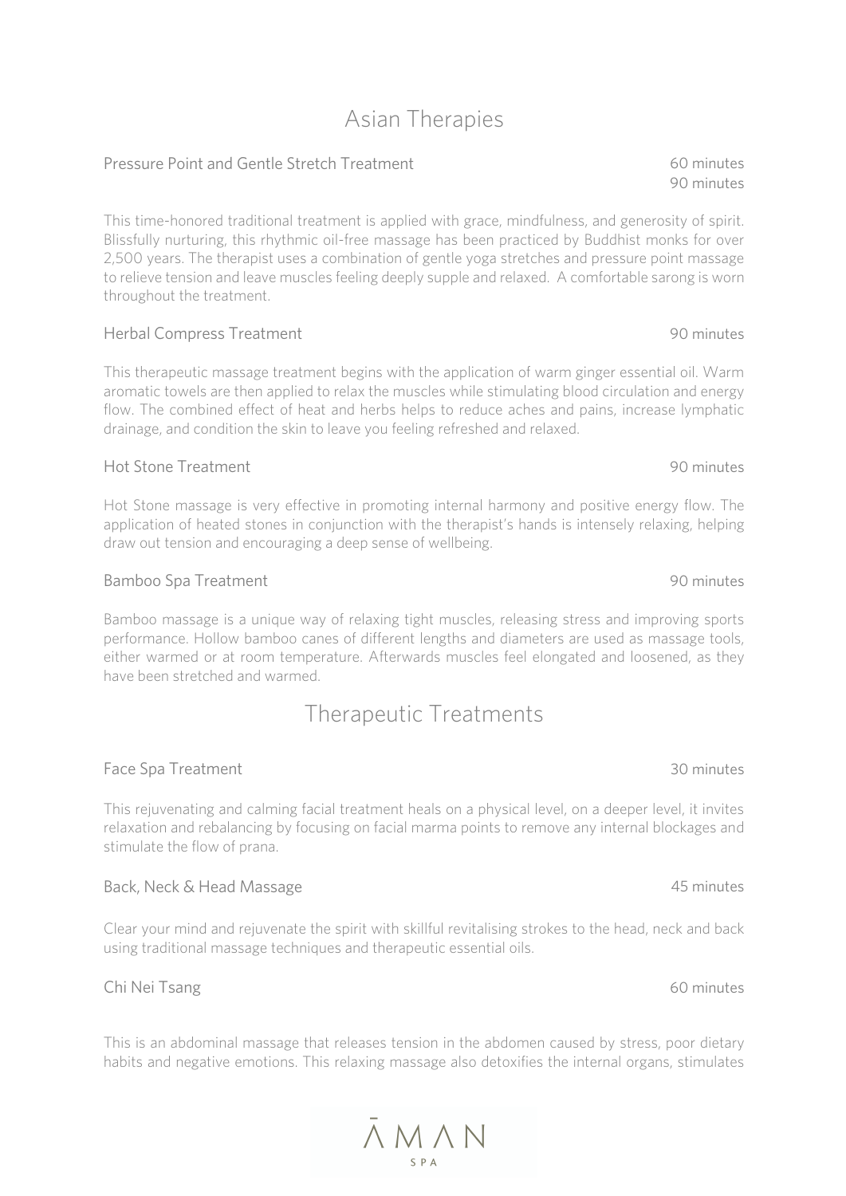## Asian Therapies

### Pressure Point and Gentle Stretch Treatment

60 minutes
90 minutes

This time-honored traditional treatment is applied with grace, mindfulness, and generosity of spirit. Blissfully nurturing, this rhythmic oil-free massage has been practiced by Buddhist monks for over 2,500 years. The therapist uses a combination of gentle yoga stretches and pressure point massage to relieve tension and leave muscles feeling deeply supple and relaxed. A comfortable sarong is worn throughout the treatment.

### Herbal Compress Treatment

90 minutes

This therapeutic massage treatment begins with the application of warm ginger essential oil. Warm aromatic towels are then applied to relax the muscles while stimulating blood circulation and energy flow. The combined effect of heat and herbs helps to reduce aches and pains, increase lymphatic drainage, and condition the skin to leave you feeling refreshed and relaxed.

### Hot Stone Treatment

90 minutes

Hot Stone massage is very effective in promoting internal harmony and positive energy flow. The application of heated stones in conjunction with the therapist's hands is intensely relaxing, helping draw out tension and encouraging a deep sense of wellbeing.

### Bamboo Spa Treatment

90 minutes

Bamboo massage is a unique way of relaxing tight muscles, releasing stress and improving sports performance. Hollow bamboo canes of different lengths and diameters are used as massage tools, either warmed or at room temperature. Afterwards muscles feel elongated and loosened, as they have been stretched and warmed.

## Therapeutic Treatments

### Face Spa Treatment

30 minutes

This rejuvenating and calming facial treatment heals on a physical level, on a deeper level, it invites relaxation and rebalancing by focusing on facial marma points to remove any internal blockages and stimulate the flow of prana.

### Back, Neck & Head Massage

45 minutes

Clear your mind and rejuvenate the spirit with skillful revitalising strokes to the head, neck and back using traditional massage techniques and therapeutic essential oils.

### Chi Nei Tsang

60 minutes

This is an abdominal massage that releases tension in the abdomen caused by stress, poor dietary habits and negative emotions. This relaxing massage also detoxifies the internal organs, stimulates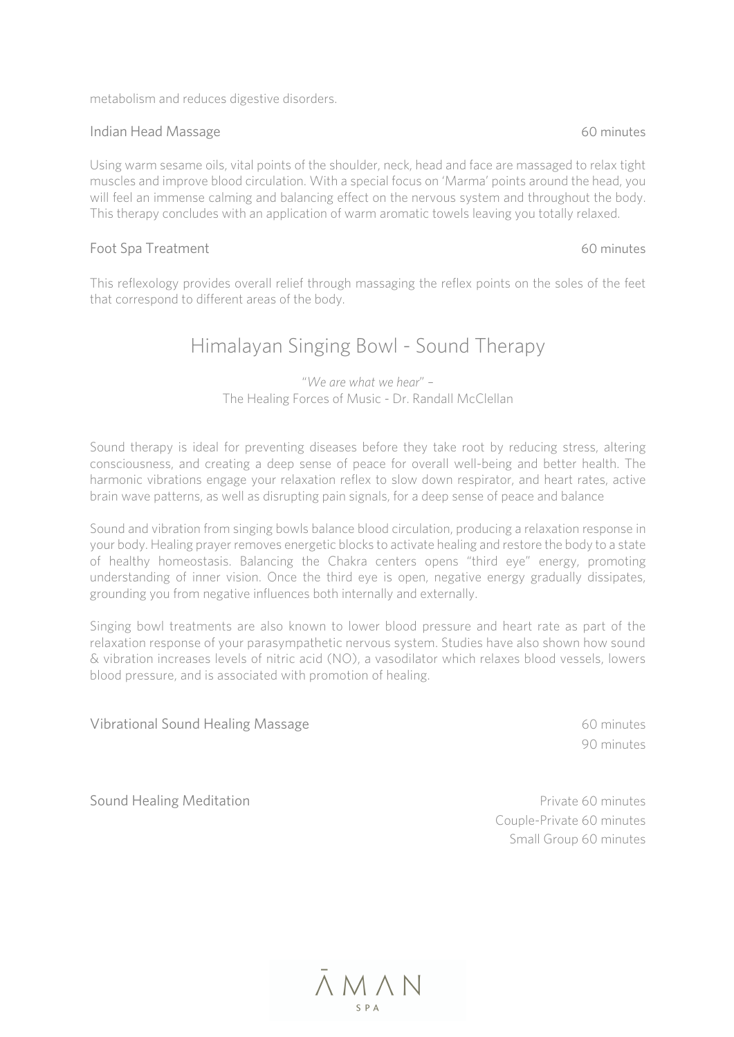metabolism and reduces digestive disorders.

### Indian Head Massage — 60 minutes

Using warm sesame oils, vital points of the shoulder, neck, head and face are massaged to relax tight muscles and improve blood circulation. With a special focus on 'Marma' points around the head, you will feel an immense calming and balancing effect on the nervous system and throughout the body. This therapy concludes with an application of warm aromatic towels leaving you totally relaxed.

### Foot Spa Treatment — 60 minutes

This reflexology provides overall relief through massaging the reflex points on the soles of the feet that correspond to different areas of the body.

## Himalayan Singing Bowl - Sound Therapy

*"We are what we hear"* –
The Healing Forces of Music - Dr. Randall McClellan

Sound therapy is ideal for preventing diseases before they take root by reducing stress, altering consciousness, and creating a deep sense of peace for overall well-being and better health. The harmonic vibrations engage your relaxation reflex to slow down respirator, and heart rates, active brain wave patterns, as well as disrupting pain signals, for a deep sense of peace and balance

Sound and vibration from singing bowls balance blood circulation, producing a relaxation response in your body. Healing prayer removes energetic blocks to activate healing and restore the body to a state of healthy homeostasis. Balancing the Chakra centers opens "third eye" energy, promoting understanding of inner vision. Once the third eye is open, negative energy gradually dissipates, grounding you from negative influences both internally and externally.

Singing bowl treatments are also known to lower blood pressure and heart rate as part of the relaxation response of your parasympathetic nervous system. Studies have also shown how sound & vibration increases levels of nitric acid (NO), a vasodilator which relaxes blood vessels, lowers blood pressure, and is associated with promotion of healing.

### Vibrational Sound Healing Massage

60 minutes
90 minutes

### Sound Healing Meditation

Private 60 minutes
Couple-Private 60 minutes
Small Group 60 minutes

ĀMAN SPA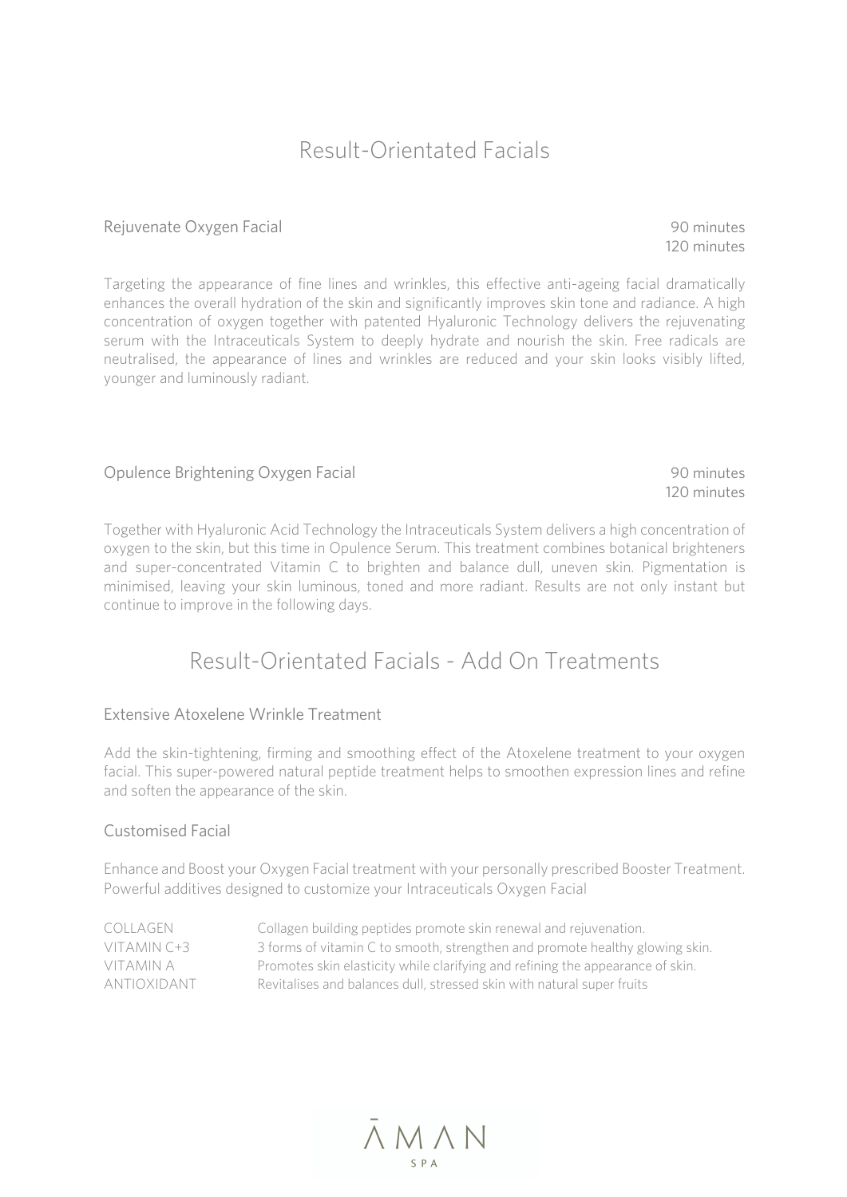# Result-Orientated Facials

## Rejuvenate Oxygen Facial

90 minutes
120 minutes

Targeting the appearance of fine lines and wrinkles, this effective anti-ageing facial dramatically enhances the overall hydration of the skin and significantly improves skin tone and radiance. A high concentration of oxygen together with patented Hyaluronic Technology delivers the rejuvenating serum with the Intraceuticals System to deeply hydrate and nourish the skin. Free radicals are neutralised, the appearance of lines and wrinkles are reduced and your skin looks visibly lifted, younger and luminously radiant.

## Opulence Brightening Oxygen Facial

90 minutes
120 minutes

Together with Hyaluronic Acid Technology the Intraceuticals System delivers a high concentration of oxygen to the skin, but this time in Opulence Serum. This treatment combines botanical brighteners and super-concentrated Vitamin C to brighten and balance dull, uneven skin. Pigmentation is minimised, leaving your skin luminous, toned and more radiant. Results are not only instant but continue to improve in the following days.

# Result-Orientated Facials - Add On Treatments

## Extensive Atoxelene Wrinkle Treatment

Add the skin-tightening, firming and smoothing effect of the Atoxelene treatment to your oxygen facial. This super-powered natural peptide treatment helps to smoothen expression lines and refine and soften the appearance of the skin.

## Customised Facial

Enhance and Boost your Oxygen Facial treatment with your personally prescribed Booster Treatment. Powerful additives designed to customize your Intraceuticals Oxygen Facial

| | |
|---|---|
| COLLAGEN | Collagen building peptides promote skin renewal and rejuvenation. |
| VITAMIN C+3 | 3 forms of vitamin C to smooth, strengthen and promote healthy glowing skin. |
| VITAMIN A | Promotes skin elasticity while clarifying and refining the appearance of skin. |
| ANTIOXIDANT | Revitalises and balances dull, stressed skin with natural super fruits |

ĀMAN
SPA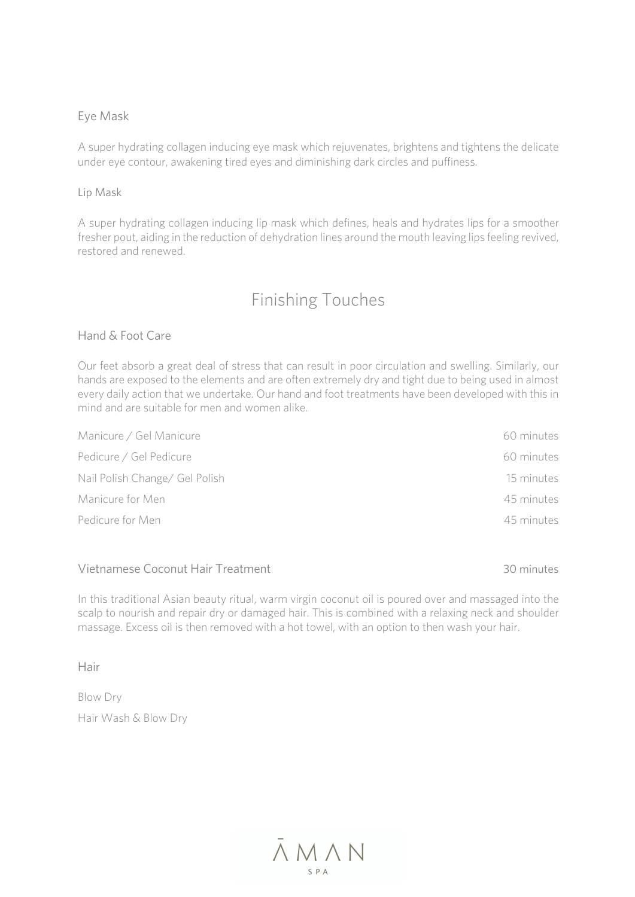### Eye Mask

A super hydrating collagen inducing eye mask which rejuvenates, brightens and tightens the delicate under eye contour, awakening tired eyes and diminishing dark circles and puffiness.

### Lip Mask

A super hydrating collagen inducing lip mask which defines, heals and hydrates lips for a smoother fresher pout, aiding in the reduction of dehydration lines around the mouth leaving lips feeling revived, restored and renewed.

## Finishing Touches

### Hand & Foot Care

Our feet absorb a great deal of stress that can result in poor circulation and swelling. Similarly, our hands are exposed to the elements and are often extremely dry and tight due to being used in almost every daily action that we undertake. Our hand and foot treatments have been developed with this in mind and are suitable for men and women alike.

| | |
|---|---|
| Manicure / Gel Manicure | 60 minutes |
| Pedicure / Gel Pedicure | 60 minutes |
| Nail Polish Change/ Gel Polish | 15 minutes |
| Manicure for Men | 45 minutes |
| Pedicure for Men | 45 minutes |

### Vietnamese Coconut Hair Treatment — 30 minutes

In this traditional Asian beauty ritual, warm virgin coconut oil is poured over and massaged into the scalp to nourish and repair dry or damaged hair. This is combined with a relaxing neck and shoulder massage. Excess oil is then removed with a hot towel, with an option to then wash your hair.

### Hair

Blow Dry

Hair Wash & Blow Dry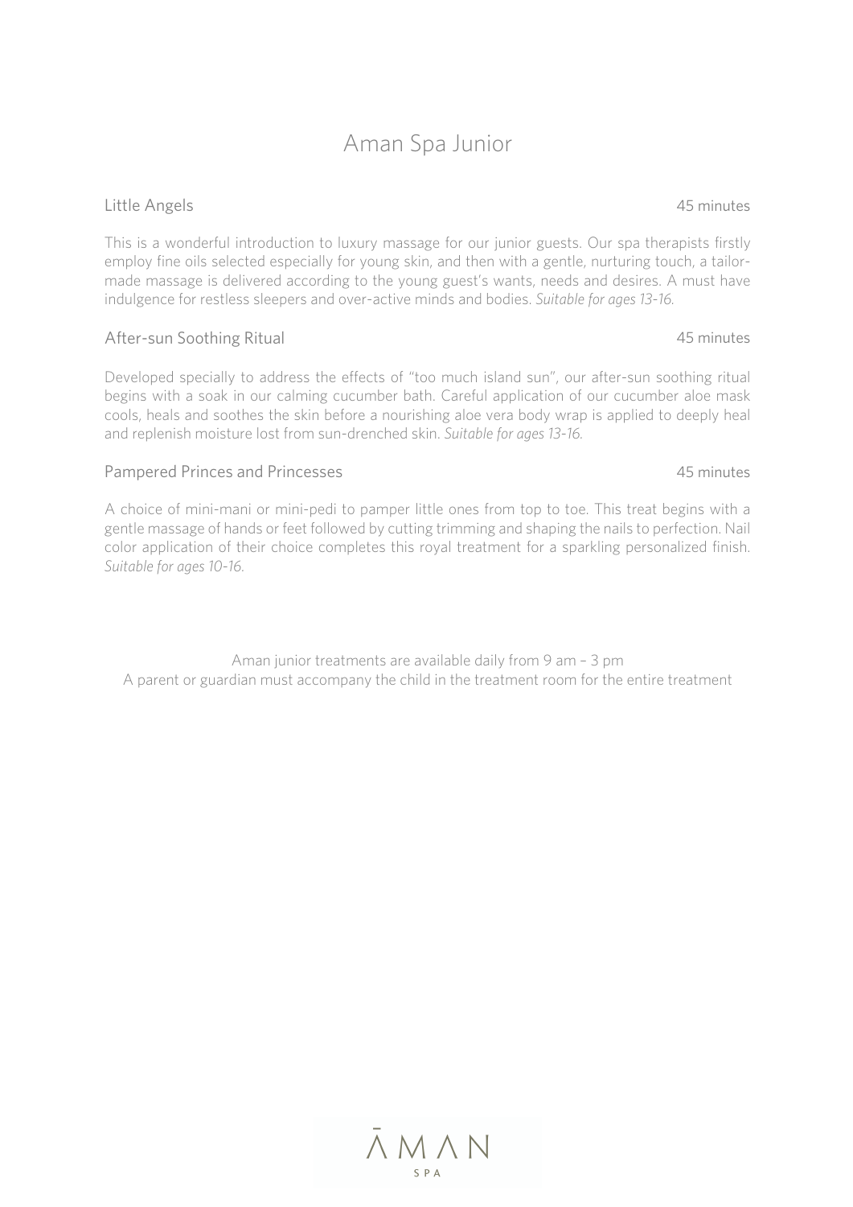# Aman Spa Junior

## Little Angels

45 minutes

This is a wonderful introduction to luxury massage for our junior guests. Our spa therapists firstly employ fine oils selected especially for young skin, and then with a gentle, nurturing touch, a tailor-made massage is delivered according to the young guest's wants, needs and desires. A must have indulgence for restless sleepers and over-active minds and bodies. *Suitable for ages 13-16.*

## After-sun Soothing Ritual

45 minutes

Developed specially to address the effects of "too much island sun", our after-sun soothing ritual begins with a soak in our calming cucumber bath. Careful application of our cucumber aloe mask cools, heals and soothes the skin before a nourishing aloe vera body wrap is applied to deeply heal and replenish moisture lost from sun-drenched skin. *Suitable for ages 13-16.*

## Pampered Princes and Princesses

45 minutes

A choice of mini-mani or mini-pedi to pamper little ones from top to toe. This treat begins with a gentle massage of hands or feet followed by cutting trimming and shaping the nails to perfection. Nail color application of their choice completes this royal treatment for a sparkling personalized finish. *Suitable for ages 10-16.*

Aman junior treatments are available daily from 9 am – 3 pm
A parent or guardian must accompany the child in the treatment room for the entire treatment

ĀMAN
SPA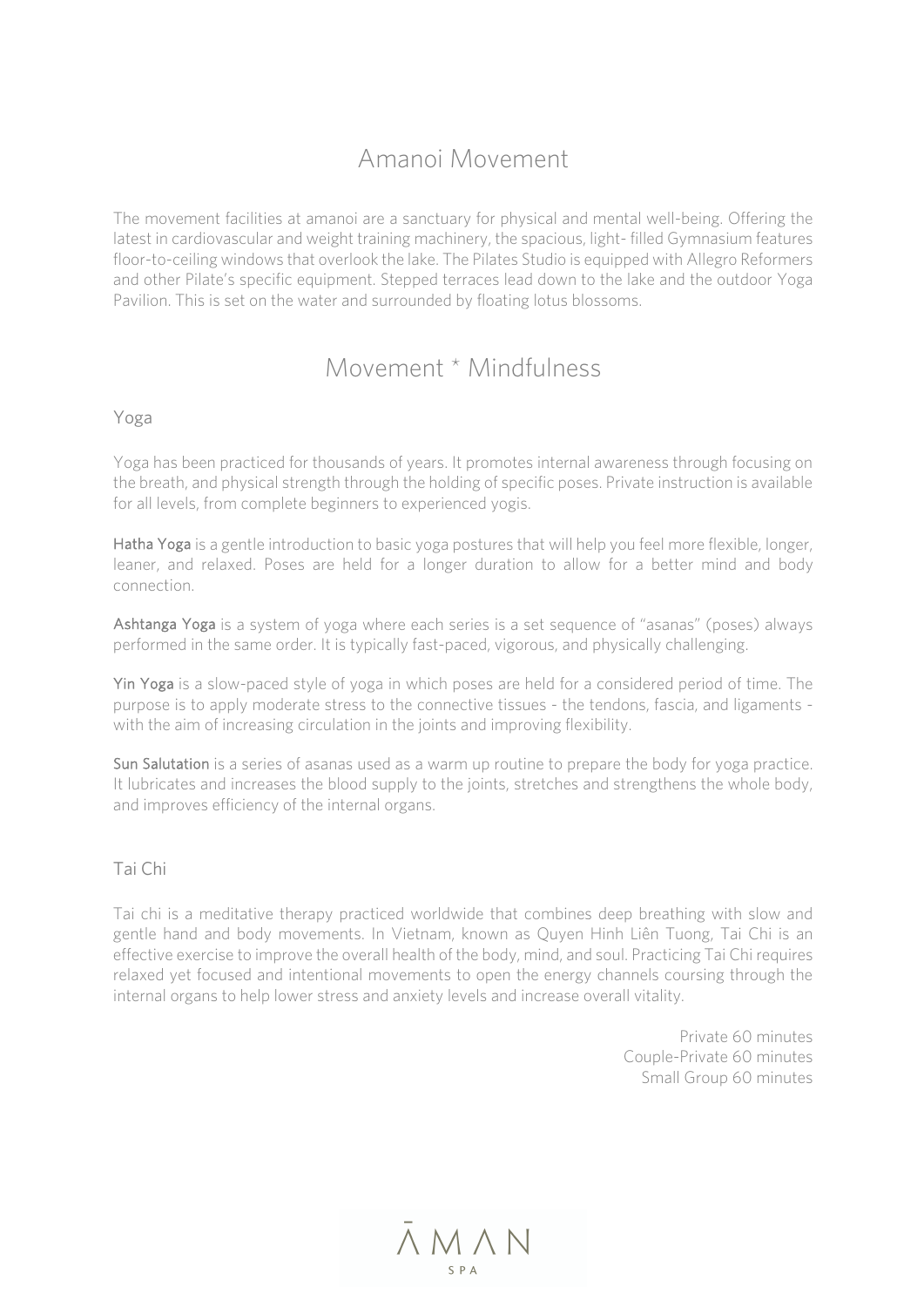# Amanoi Movement

The movement facilities at amanoi are a sanctuary for physical and mental well-being. Offering the latest in cardiovascular and weight training machinery, the spacious, light- filled Gymnasium features floor-to-ceiling windows that overlook the lake. The Pilates Studio is equipped with Allegro Reformers and other Pilate's specific equipment. Stepped terraces lead down to the lake and the outdoor Yoga Pavilion. This is set on the water and surrounded by floating lotus blossoms.

# Movement * Mindfulness

## Yoga

Yoga has been practiced for thousands of years. It promotes internal awareness through focusing on the breath, and physical strength through the holding of specific poses. Private instruction is available for all levels, from complete beginners to experienced yogis.

**Hatha Yoga** is a gentle introduction to basic yoga postures that will help you feel more flexible, longer, leaner, and relaxed. Poses are held for a longer duration to allow for a better mind and body connection.

**Ashtanga Yoga** is a system of yoga where each series is a set sequence of "asanas" (poses) always performed in the same order. It is typically fast-paced, vigorous, and physically challenging.

**Yin Yoga** is a slow-paced style of yoga in which poses are held for a considered period of time. The purpose is to apply moderate stress to the connective tissues - the tendons, fascia, and ligaments - with the aim of increasing circulation in the joints and improving flexibility.

**Sun Salutation** is a series of asanas used as a warm up routine to prepare the body for yoga practice. It lubricates and increases the blood supply to the joints, stretches and strengthens the whole body, and improves efficiency of the internal organs.

## Tai Chi

Tai chi is a meditative therapy practiced worldwide that combines deep breathing with slow and gentle hand and body movements. In Vietnam, known as Quyen Hinh Liên Tuong, Tai Chi is an effective exercise to improve the overall health of the body, mind, and soul. Practicing Tai Chi requires relaxed yet focused and intentional movements to open the energy channels coursing through the internal organs to help lower stress and anxiety levels and increase overall vitality.

Private 60 minutes
Couple-Private 60 minutes
Small Group 60 minutes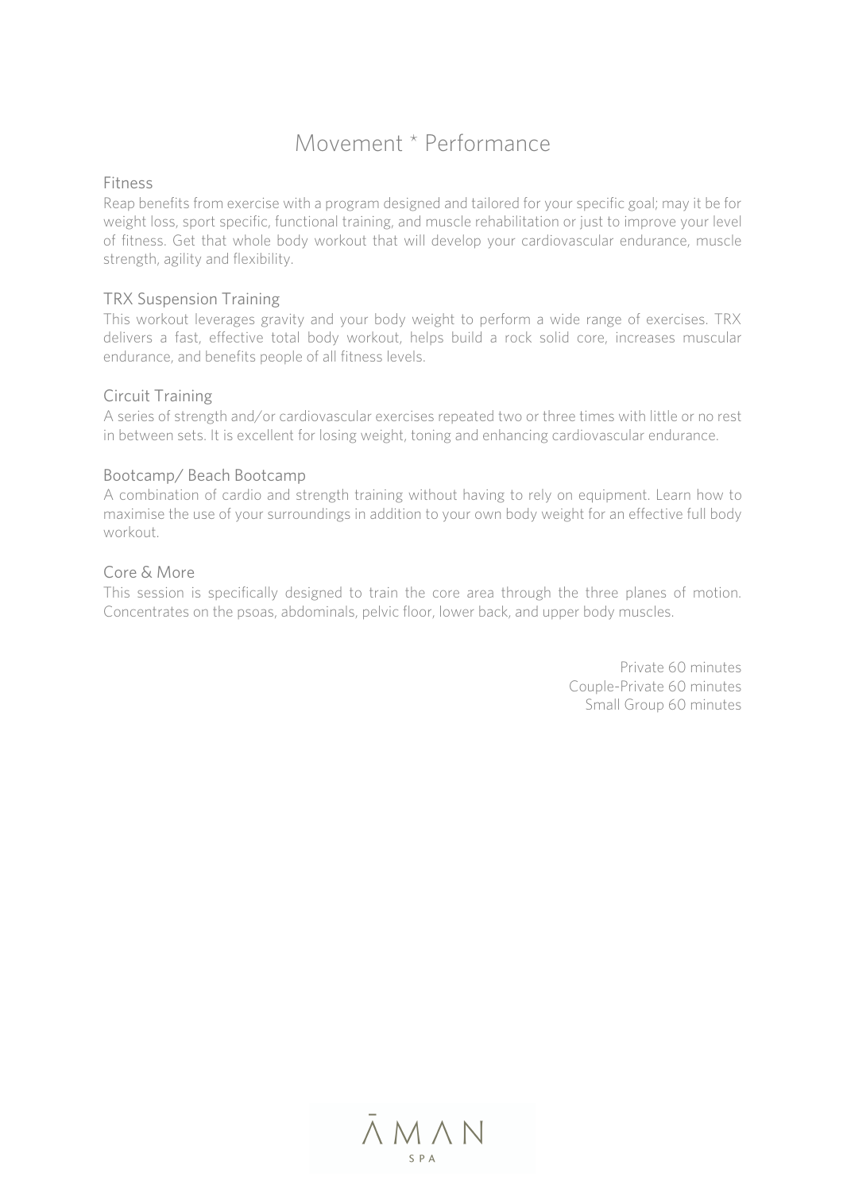# Movement * Performance

## Fitness

Reap benefits from exercise with a program designed and tailored for your specific goal; may it be for weight loss, sport specific, functional training, and muscle rehabilitation or just to improve your level of fitness. Get that whole body workout that will develop your cardiovascular endurance, muscle strength, agility and flexibility.

## TRX Suspension Training

This workout leverages gravity and your body weight to perform a wide range of exercises. TRX delivers a fast, effective total body workout, helps build a rock solid core, increases muscular endurance, and benefits people of all fitness levels.

## Circuit Training

A series of strength and/or cardiovascular exercises repeated two or three times with little or no rest in between sets. It is excellent for losing weight, toning and enhancing cardiovascular endurance.

## Bootcamp/ Beach Bootcamp

A combination of cardio and strength training without having to rely on equipment. Learn how to maximise the use of your surroundings in addition to your own body weight for an effective full body workout.

## Core & More

This session is specifically designed to train the core area through the three planes of motion. Concentrates on the psoas, abdominals, pelvic floor, lower back, and upper body muscles.

Private 60 minutes
Couple-Private 60 minutes
Small Group 60 minutes

ĀMAN
SPA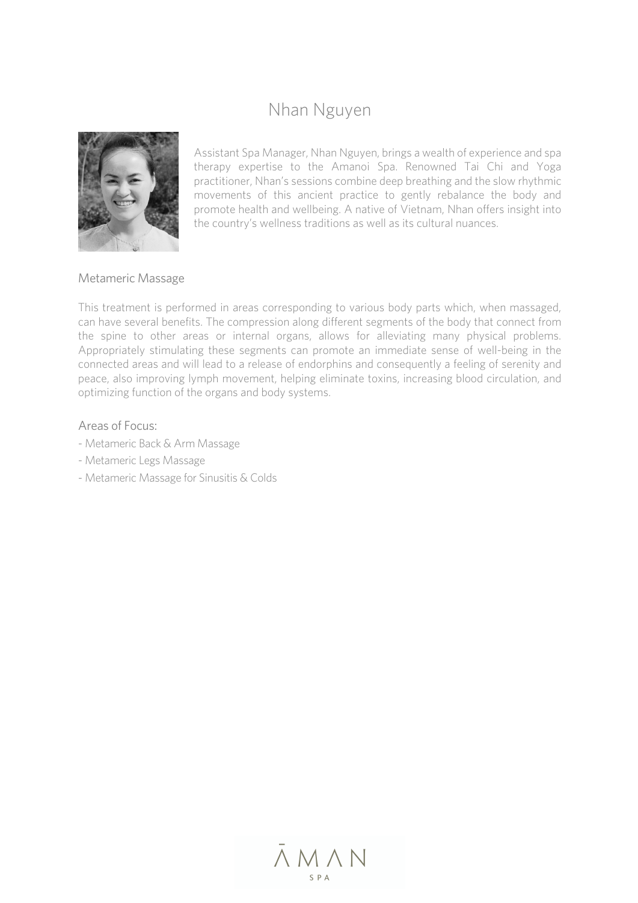# Nhan Nguyen

Assistant Spa Manager, Nhan Nguyen, brings a wealth of experience and spa therapy expertise to the Amanoi Spa. Renowned Tai Chi and Yoga practitioner, Nhan's sessions combine deep breathing and the slow rhythmic movements of this ancient practice to gently rebalance the body and promote health and wellbeing. A native of Vietnam, Nhan offers insight into the country's wellness traditions as well as its cultural nuances.

## Metameric Massage

This treatment is performed in areas corresponding to various body parts which, when massaged, can have several benefits. The compression along different segments of the body that connect from the spine to other areas or internal organs, allows for alleviating many physical problems. Appropriately stimulating these segments can promote an immediate sense of well-being in the connected areas and will lead to a release of endorphins and consequently a feeling of serenity and peace, also improving lymph movement, helping eliminate toxins, increasing blood circulation, and optimizing function of the organs and body systems.

## Areas of Focus:

- Metameric Back & Arm Massage
- Metameric Legs Massage
- Metameric Massage for Sinusitis & Colds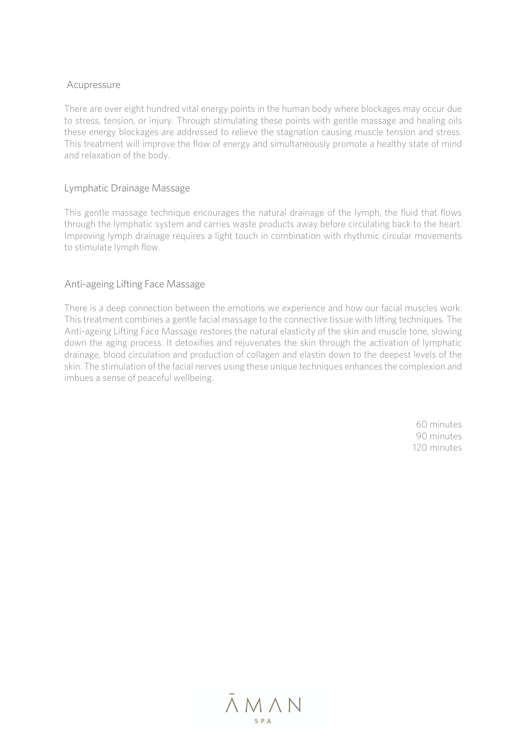## Acupressure

There are over eight hundred vital energy points in the human body where blockages may occur due to stress, tension, or injury. Through stimulating these points with gentle massage and healing oils these energy blockages are addressed to relieve the stagnation causing muscle tension and stress. This treatment will improve the flow of energy and simultaneously promote a healthy state of mind and relaxation of the body.

## Lymphatic Drainage Massage

This gentle massage technique encourages the natural drainage of the lymph, the fluid that flows through the lymphatic system and carries waste products away before circulating back to the heart. Improving lymph drainage requires a light touch in combination with rhythmic circular movements to stimulate lymph flow.

## Anti-ageing Lifting Face Massage

There is a deep connection between the emotions we experience and how our facial muscles work. This treatment combines a gentle facial massage to the connective tissue with lifting techniques. The Anti-ageing Lifting Face Massage restores the natural elasticity of the skin and muscle tone, slowing down the aging process. It detoxifies and rejuvenates the skin through the activation of lymphatic drainage, blood circulation and production of collagen and elastin down to the deepest levels of the skin. The stimulation of the facial nerves using these unique techniques enhances the complexion and imbues a sense of peaceful wellbeing.

60 minutes
90 minutes
120 minutes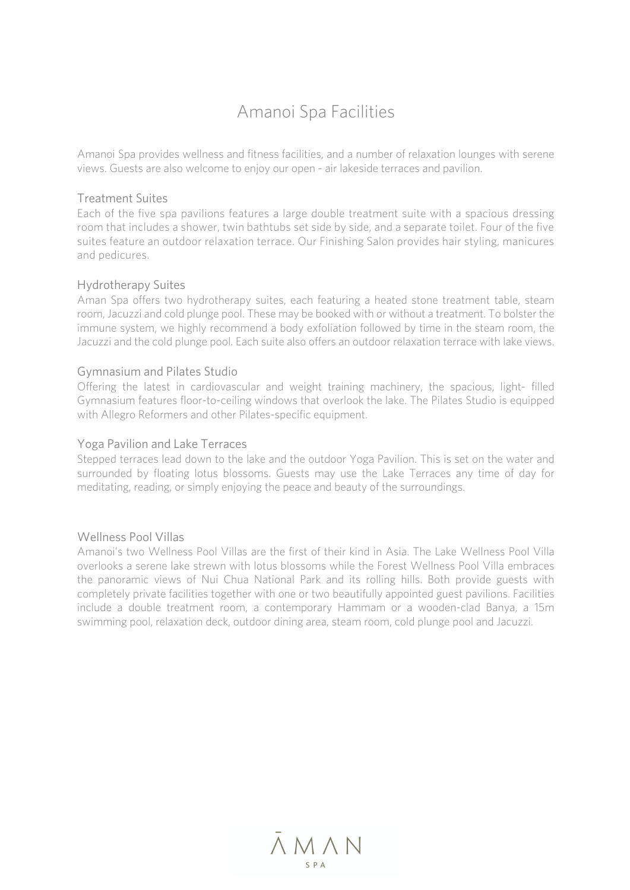# Amanoi Spa Facilities

Amanoi Spa provides wellness and fitness facilities, and a number of relaxation lounges with serene views. Guests are also welcome to enjoy our open - air lakeside terraces and pavilion.

## Treatment Suites

Each of the five spa pavilions features a large double treatment suite with a spacious dressing room that includes a shower, twin bathtubs set side by side, and a separate toilet. Four of the five suites feature an outdoor relaxation terrace. Our Finishing Salon provides hair styling, manicures and pedicures.

## Hydrotherapy Suites

Aman Spa offers two hydrotherapy suites, each featuring a heated stone treatment table, steam room, Jacuzzi and cold plunge pool. These may be booked with or without a treatment. To bolster the immune system, we highly recommend a body exfoliation followed by time in the steam room, the Jacuzzi and the cold plunge pool. Each suite also offers an outdoor relaxation terrace with lake views.

## Gymnasium and Pilates Studio

Offering the latest in cardiovascular and weight training machinery, the spacious, light- filled Gymnasium features floor-to-ceiling windows that overlook the lake. The Pilates Studio is equipped with Allegro Reformers and other Pilates-specific equipment.

## Yoga Pavilion and Lake Terraces

Stepped terraces lead down to the lake and the outdoor Yoga Pavilion. This is set on the water and surrounded by floating lotus blossoms. Guests may use the Lake Terraces any time of day for meditating, reading, or simply enjoying the peace and beauty of the surroundings.

## Wellness Pool Villas

Amanoi's two Wellness Pool Villas are the first of their kind in Asia. The Lake Wellness Pool Villa overlooks a serene lake strewn with lotus blossoms while the Forest Wellness Pool Villa embraces the panoramic views of Nui Chua National Park and its rolling hills. Both provide guests with completely private facilities together with one or two beautifully appointed guest pavilions. Facilities include a double treatment room, a contemporary Hammam or a wooden-clad Banya, a 15m swimming pool, relaxation deck, outdoor dining area, steam room, cold plunge pool and Jacuzzi.

ĀMAN
SPA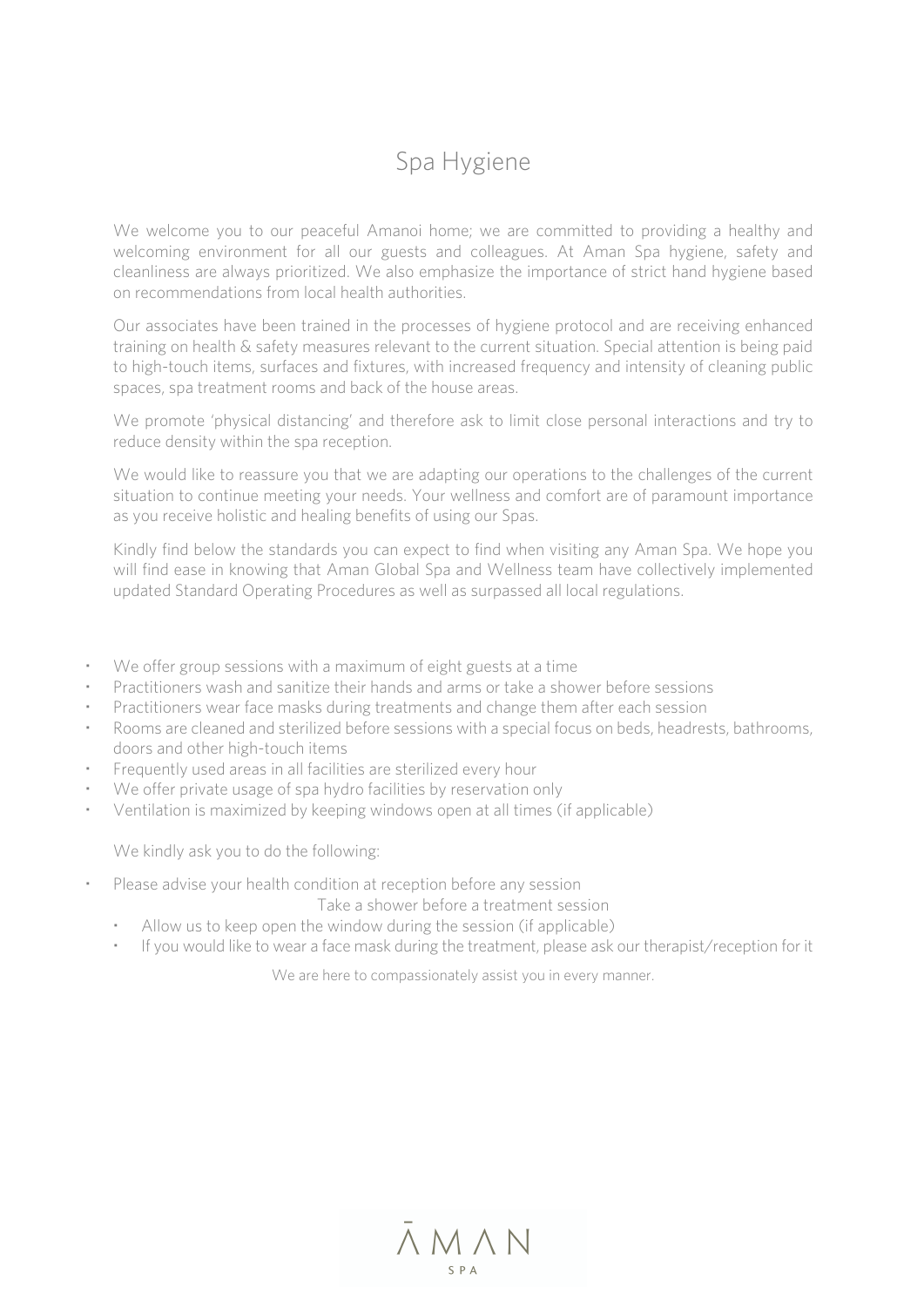# Spa Hygiene

We welcome you to our peaceful Amanoi home; we are committed to providing a healthy and welcoming environment for all our guests and colleagues. At Aman Spa hygiene, safety and cleanliness are always prioritized. We also emphasize the importance of strict hand hygiene based on recommendations from local health authorities.

Our associates have been trained in the processes of hygiene protocol and are receiving enhanced training on health & safety measures relevant to the current situation. Special attention is being paid to high-touch items, surfaces and fixtures, with increased frequency and intensity of cleaning public spaces, spa treatment rooms and back of the house areas.

We promote 'physical distancing' and therefore ask to limit close personal interactions and try to reduce density within the spa reception.

We would like to reassure you that we are adapting our operations to the challenges of the current situation to continue meeting your needs. Your wellness and comfort are of paramount importance as you receive holistic and healing benefits of using our Spas.

Kindly find below the standards you can expect to find when visiting any Aman Spa. We hope you will find ease in knowing that Aman Global Spa and Wellness team have collectively implemented updated Standard Operating Procedures as well as surpassed all local regulations.

- We offer group sessions with a maximum of eight guests at a time
- Practitioners wash and sanitize their hands and arms or take a shower before sessions
- Practitioners wear face masks during treatments and change them after each session
- Rooms are cleaned and sterilized before sessions with a special focus on beds, headrests, bathrooms, doors and other high-touch items
- Frequently used areas in all facilities are sterilized every hour
- We offer private usage of spa hydro facilities by reservation only
- Ventilation is maximized by keeping windows open at all times (if applicable)

We kindly ask you to do the following:

- Please advise your health condition at reception before any session
- Take a shower before a treatment session
- Allow us to keep open the window during the session (if applicable)
- If you would like to wear a face mask during the treatment, please ask our therapist/reception for it

We are here to compassionately assist you in every manner.

ĀMAN SPA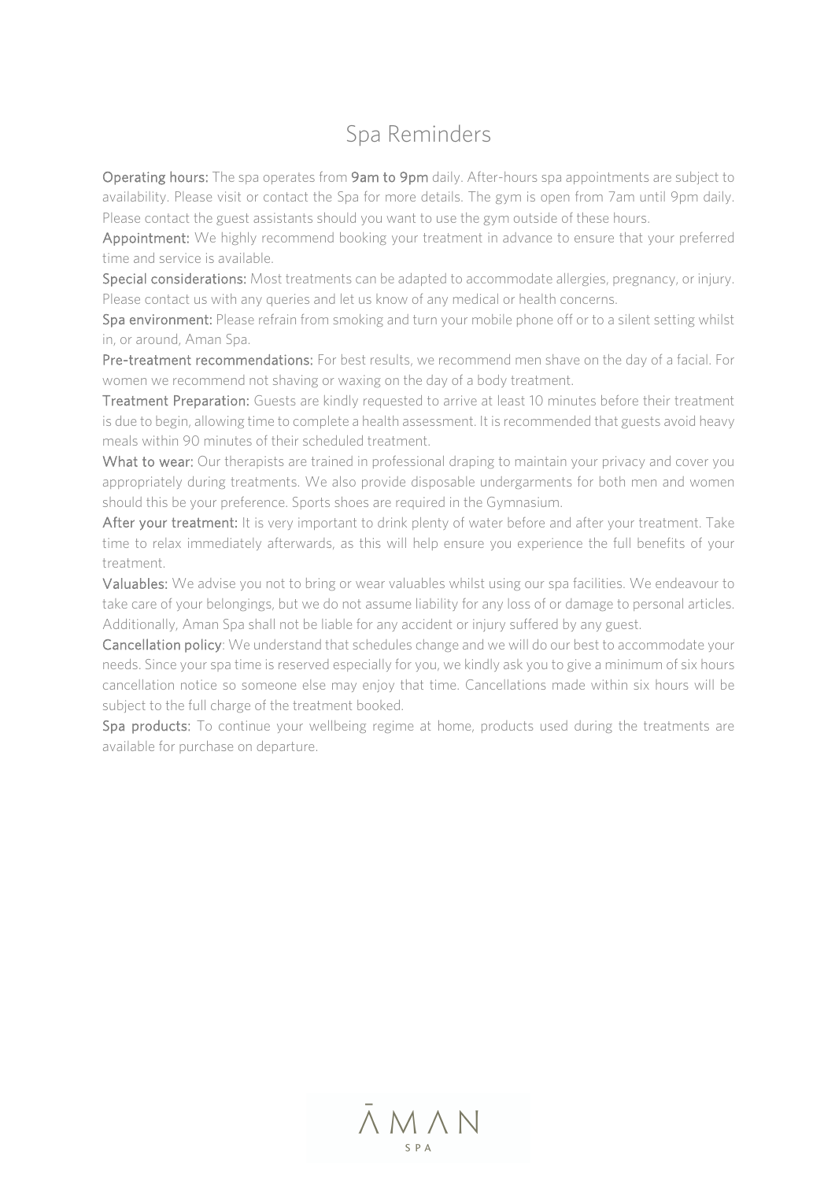# Spa Reminders

**Operating hours:** The spa operates from **9am to 9pm** daily. After-hours spa appointments are subject to availability. Please visit or contact the Spa for more details. The gym is open from 7am until 9pm daily. Please contact the guest assistants should you want to use the gym outside of these hours.

**Appointment:** We highly recommend booking your treatment in advance to ensure that your preferred time and service is available.

**Special considerations:** Most treatments can be adapted to accommodate allergies, pregnancy, or injury. Please contact us with any queries and let us know of any medical or health concerns.

**Spa environment:** Please refrain from smoking and turn your mobile phone off or to a silent setting whilst in, or around, Aman Spa.

**Pre-treatment recommendations:** For best results, we recommend men shave on the day of a facial. For women we recommend not shaving or waxing on the day of a body treatment.

**Treatment Preparation:** Guests are kindly requested to arrive at least 10 minutes before their treatment is due to begin, allowing time to complete a health assessment. It is recommended that guests avoid heavy meals within 90 minutes of their scheduled treatment.

**What to wear:** Our therapists are trained in professional draping to maintain your privacy and cover you appropriately during treatments. We also provide disposable undergarments for both men and women should this be your preference. Sports shoes are required in the Gymnasium.

**After your treatment:** It is very important to drink plenty of water before and after your treatment. Take time to relax immediately afterwards, as this will help ensure you experience the full benefits of your treatment.

**Valuables:** We advise you not to bring or wear valuables whilst using our spa facilities. We endeavour to take care of your belongings, but we do not assume liability for any loss of or damage to personal articles. Additionally, Aman Spa shall not be liable for any accident or injury suffered by any guest.

**Cancellation policy**: We understand that schedules change and we will do our best to accommodate your needs. Since your spa time is reserved especially for you, we kindly ask you to give a minimum of six hours cancellation notice so someone else may enjoy that time. Cancellations made within six hours will be subject to the full charge of the treatment booked.

**Spa products:** To continue your wellbeing regime at home, products used during the treatments are available for purchase on departure.

ĀMAN
SPA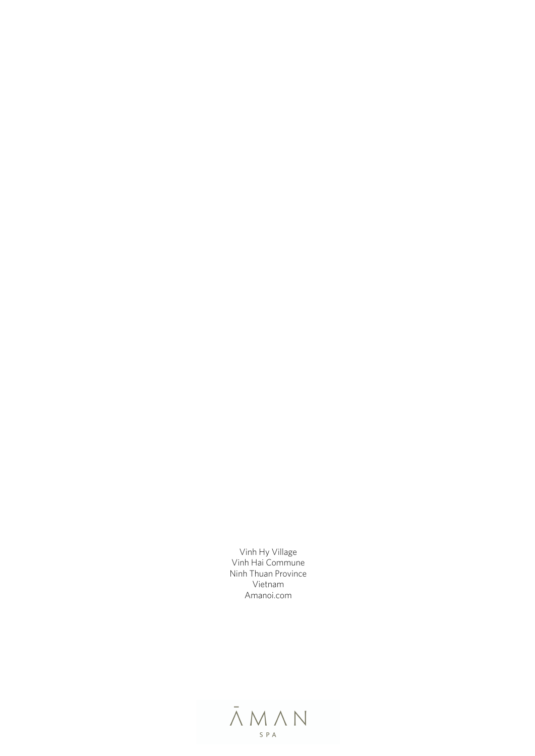Vinh Hy Village
Vinh Hai Commune
Ninh Thuan Province
Vietnam
Amanoi.com

ĀMAN

SPA